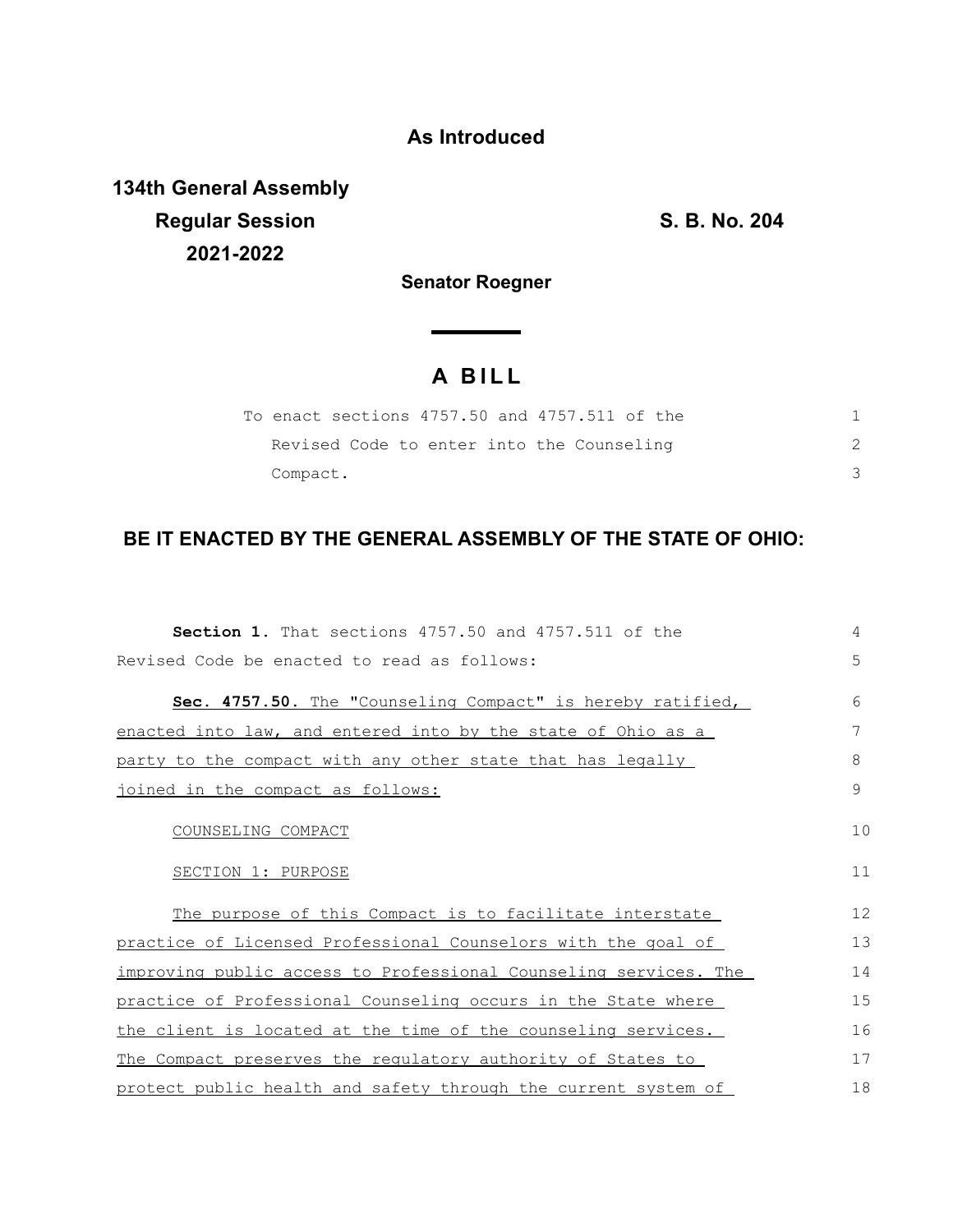**As Introduced**

**134th General Assembly**
**Regular Session**
**2021-2022**

**S. B. No. 204**

**Senator Roegner**

# A BILL

To enact sections 4757.50 and 4757.511 of the Revised Code to enter into the Counseling Compact.

**BE IT ENACTED BY THE GENERAL ASSEMBLY OF THE STATE OF OHIO:**

**Section 1.** That sections 4757.50 and 4757.511 of the Revised Code be enacted to read as follows:

**Sec. 4757.50.** The "Counseling Compact" is hereby ratified, enacted into law, and entered into by the state of Ohio as a party to the compact with any other state that has legally joined in the compact as follows:

COUNSELING COMPACT

SECTION 1: PURPOSE

The purpose of this Compact is to facilitate interstate practice of Licensed Professional Counselors with the goal of improving public access to Professional Counseling services. The practice of Professional Counseling occurs in the State where the client is located at the time of the counseling services. The Compact preserves the regulatory authority of States to protect public health and safety through the current system of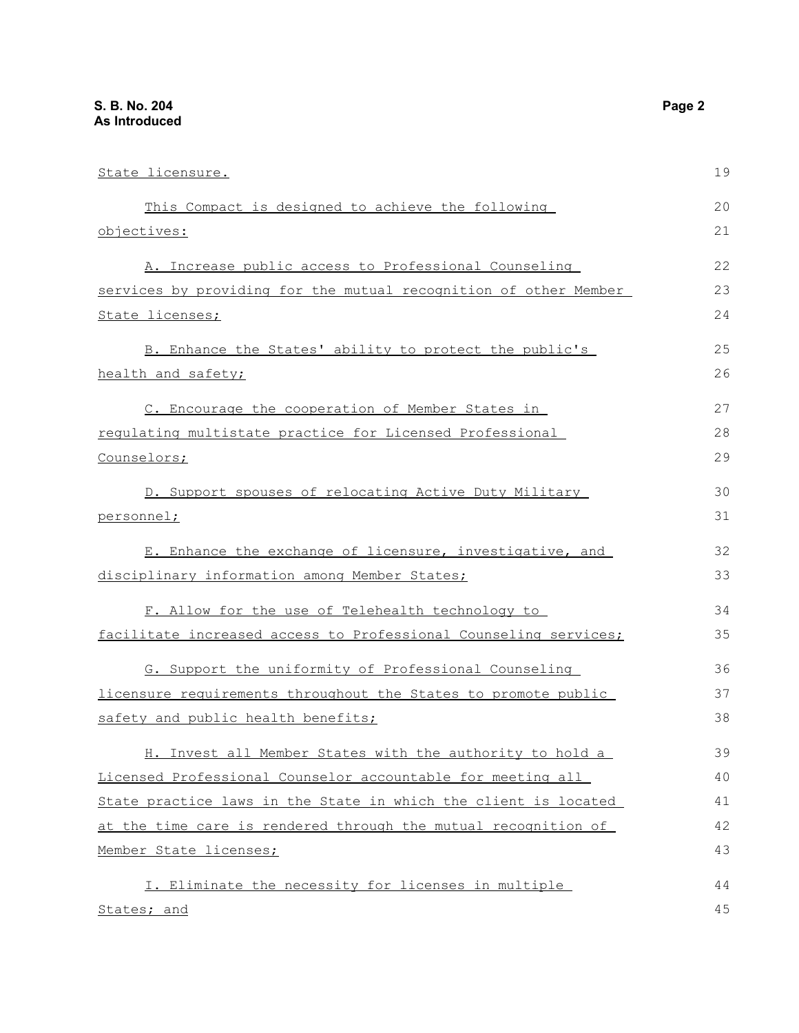State licensure.

This Compact is designed to achieve the following objectives:

A. Increase public access to Professional Counseling services by providing for the mutual recognition of other Member State licenses;

B. Enhance the States' ability to protect the public's health and safety;

C. Encourage the cooperation of Member States in regulating multistate practice for Licensed Professional Counselors;

D. Support spouses of relocating Active Duty Military personnel;

E. Enhance the exchange of licensure, investigative, and disciplinary information among Member States;

F. Allow for the use of Telehealth technology to facilitate increased access to Professional Counseling services;

G. Support the uniformity of Professional Counseling licensure requirements throughout the States to promote public safety and public health benefits;

H. Invest all Member States with the authority to hold a Licensed Professional Counselor accountable for meeting all State practice laws in the State in which the client is located at the time care is rendered through the mutual recognition of Member State licenses;

I. Eliminate the necessity for licenses in multiple States; and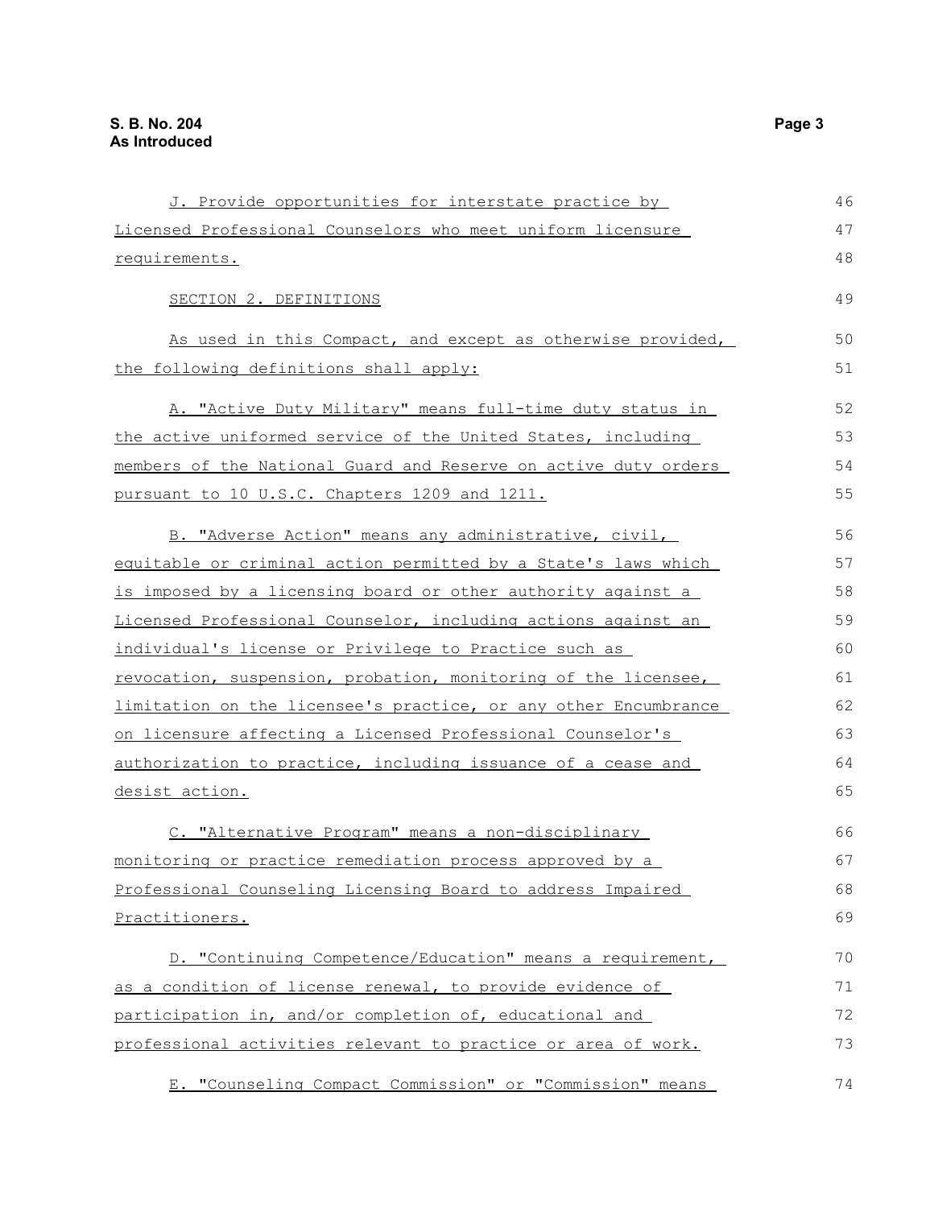J. Provide opportunities for interstate practice by Licensed Professional Counselors who meet uniform licensure requirements.

SECTION 2. DEFINITIONS

As used in this Compact, and except as otherwise provided, the following definitions shall apply:

A. "Active Duty Military" means full-time duty status in the active uniformed service of the United States, including members of the National Guard and Reserve on active duty orders pursuant to 10 U.S.C. Chapters 1209 and 1211.

B. "Adverse Action" means any administrative, civil, equitable or criminal action permitted by a State's laws which is imposed by a licensing board or other authority against a Licensed Professional Counselor, including actions against an individual's license or Privilege to Practice such as revocation, suspension, probation, monitoring of the licensee, limitation on the licensee's practice, or any other Encumbrance on licensure affecting a Licensed Professional Counselor's authorization to practice, including issuance of a cease and desist action.

C. "Alternative Program" means a non-disciplinary monitoring or practice remediation process approved by a Professional Counseling Licensing Board to address Impaired Practitioners.

D. "Continuing Competence/Education" means a requirement, as a condition of license renewal, to provide evidence of participation in, and/or completion of, educational and professional activities relevant to practice or area of work.

E. "Counseling Compact Commission" or "Commission" means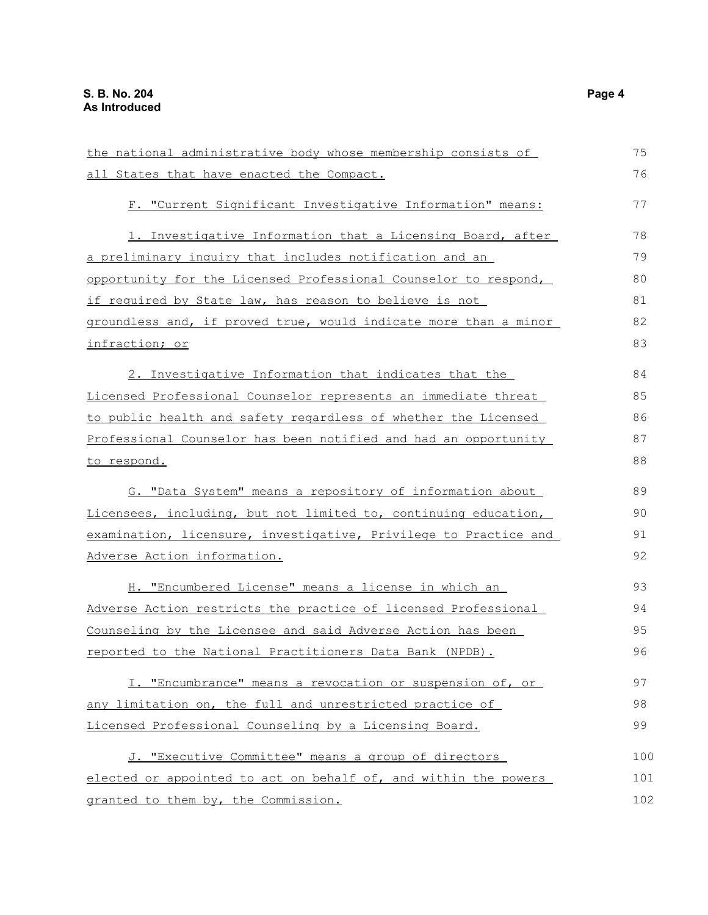the national administrative body whose membership consists of all States that have enacted the Compact.

F. "Current Significant Investigative Information" means:

1. Investigative Information that a Licensing Board, after a preliminary inquiry that includes notification and an opportunity for the Licensed Professional Counselor to respond, if required by State law, has reason to believe is not groundless and, if proved true, would indicate more than a minor infraction; or

2. Investigative Information that indicates that the Licensed Professional Counselor represents an immediate threat to public health and safety regardless of whether the Licensed Professional Counselor has been notified and had an opportunity to respond.

G. "Data System" means a repository of information about Licensees, including, but not limited to, continuing education, examination, licensure, investigative, Privilege to Practice and Adverse Action information.

H. "Encumbered License" means a license in which an Adverse Action restricts the practice of licensed Professional Counseling by the Licensee and said Adverse Action has been reported to the National Practitioners Data Bank (NPDB).

I. "Encumbrance" means a revocation or suspension of, or any limitation on, the full and unrestricted practice of Licensed Professional Counseling by a Licensing Board.

J. "Executive Committee" means a group of directors elected or appointed to act on behalf of, and within the powers granted to them by, the Commission.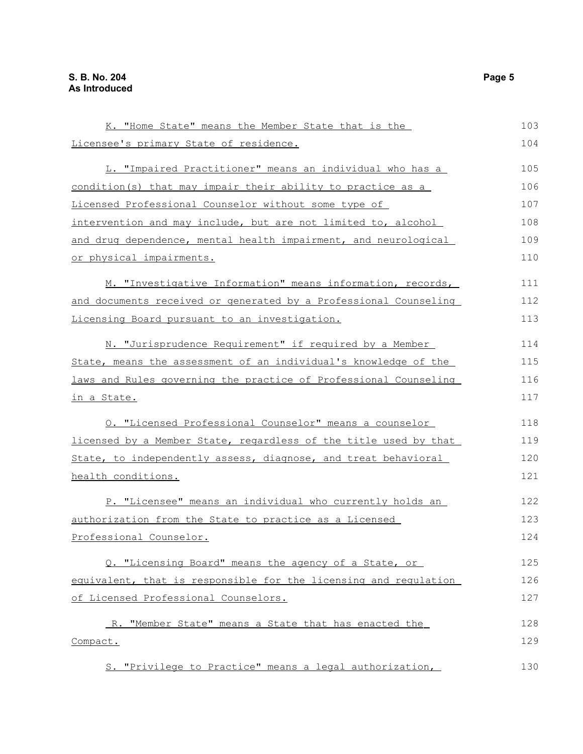K. "Home State" means the Member State that is the Licensee's primary State of residence.

L. "Impaired Practitioner" means an individual who has a condition(s) that may impair their ability to practice as a Licensed Professional Counselor without some type of intervention and may include, but are not limited to, alcohol and drug dependence, mental health impairment, and neurological or physical impairments.

M. "Investigative Information" means information, records, and documents received or generated by a Professional Counseling Licensing Board pursuant to an investigation.

N. "Jurisprudence Requirement" if required by a Member State, means the assessment of an individual's knowledge of the laws and Rules governing the practice of Professional Counseling in a State.

O. "Licensed Professional Counselor" means a counselor licensed by a Member State, regardless of the title used by that State, to independently assess, diagnose, and treat behavioral health conditions.

P. "Licensee" means an individual who currently holds an authorization from the State to practice as a Licensed Professional Counselor.

Q. "Licensing Board" means the agency of a State, or equivalent, that is responsible for the licensing and regulation of Licensed Professional Counselors.

R. "Member State" means a State that has enacted the Compact.

S. "Privilege to Practice" means a legal authorization,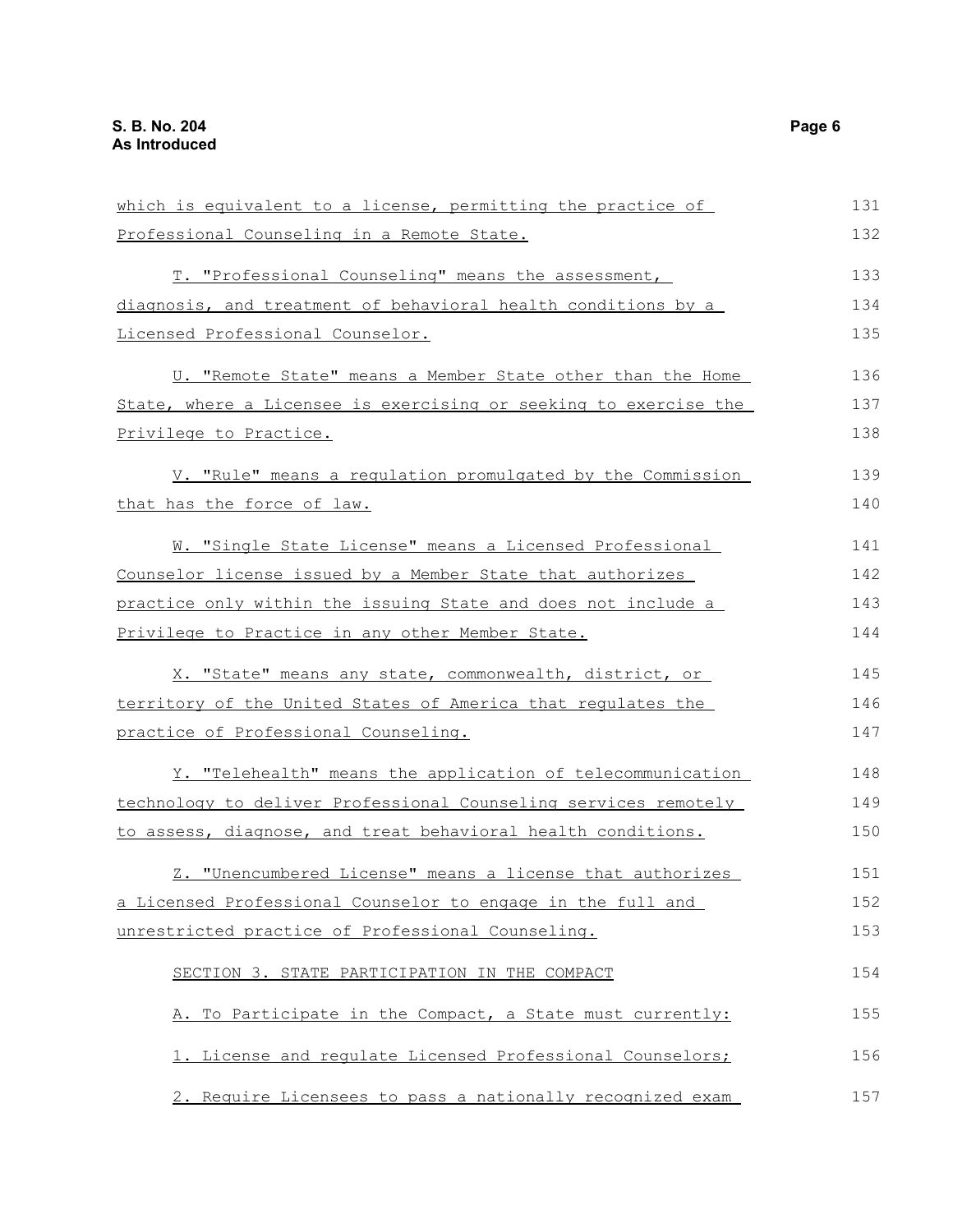which is equivalent to a license, permitting the practice of Professional Counseling in a Remote State.

T. "Professional Counseling" means the assessment, diagnosis, and treatment of behavioral health conditions by a Licensed Professional Counselor.

U. "Remote State" means a Member State other than the Home State, where a Licensee is exercising or seeking to exercise the Privilege to Practice.

V. "Rule" means a regulation promulgated by the Commission that has the force of law.

W. "Single State License" means a Licensed Professional Counselor license issued by a Member State that authorizes practice only within the issuing State and does not include a Privilege to Practice in any other Member State.

X. "State" means any state, commonwealth, district, or territory of the United States of America that regulates the practice of Professional Counseling.

Y. "Telehealth" means the application of telecommunication technology to deliver Professional Counseling services remotely to assess, diagnose, and treat behavioral health conditions.

Z. "Unencumbered License" means a license that authorizes a Licensed Professional Counselor to engage in the full and unrestricted practice of Professional Counseling.

SECTION 3. STATE PARTICIPATION IN THE COMPACT

A. To Participate in the Compact, a State must currently:

1. License and regulate Licensed Professional Counselors;

2. Require Licensees to pass a nationally recognized exam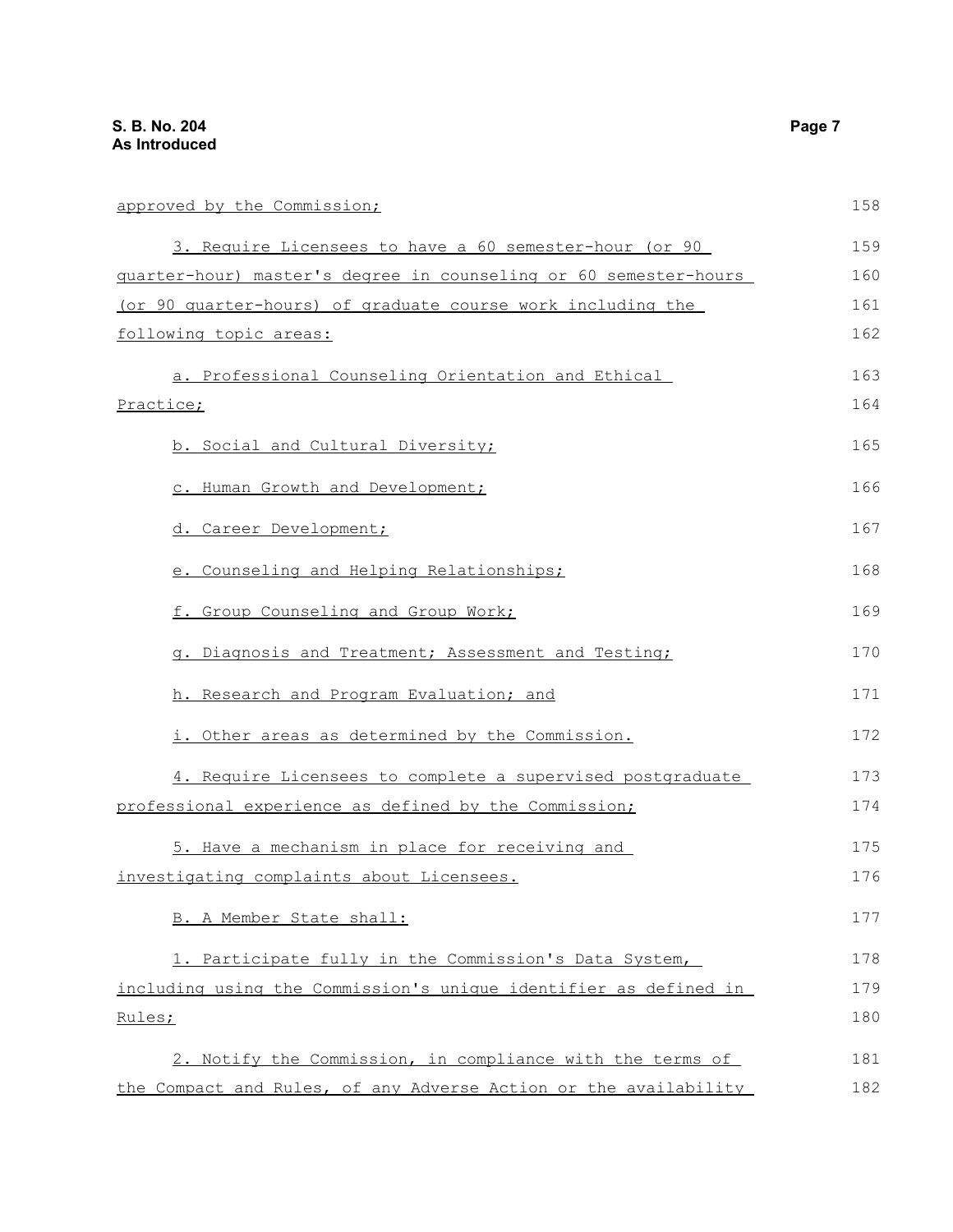approved by the Commission;

3. Require Licensees to have a 60 semester-hour (or 90 quarter-hour) master's degree in counseling or 60 semester-hours (or 90 quarter-hours) of graduate course work including the following topic areas:

a. Professional Counseling Orientation and Ethical Practice;

b. Social and Cultural Diversity;

c. Human Growth and Development;

d. Career Development;

e. Counseling and Helping Relationships;

f. Group Counseling and Group Work;

g. Diagnosis and Treatment; Assessment and Testing;

h. Research and Program Evaluation; and

i. Other areas as determined by the Commission.

4. Require Licensees to complete a supervised postgraduate professional experience as defined by the Commission;

5. Have a mechanism in place for receiving and investigating complaints about Licensees.

B. A Member State shall:

1. Participate fully in the Commission's Data System, including using the Commission's unique identifier as defined in Rules;

2. Notify the Commission, in compliance with the terms of the Compact and Rules, of any Adverse Action or the availability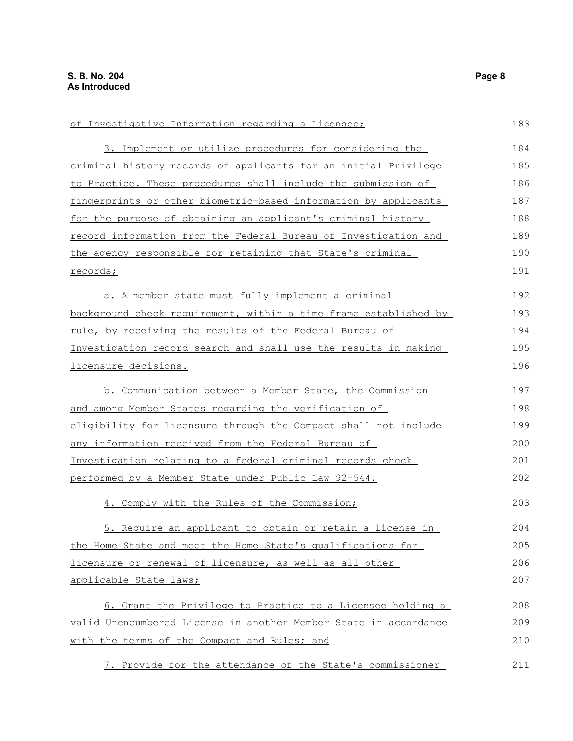of Investigative Information regarding a Licensee;

3. Implement or utilize procedures for considering the criminal history records of applicants for an initial Privilege to Practice. These procedures shall include the submission of fingerprints or other biometric-based information by applicants for the purpose of obtaining an applicant's criminal history record information from the Federal Bureau of Investigation and the agency responsible for retaining that State's criminal records;

a. A member state must fully implement a criminal background check requirement, within a time frame established by rule, by receiving the results of the Federal Bureau of Investigation record search and shall use the results in making licensure decisions.

b. Communication between a Member State, the Commission and among Member States regarding the verification of eligibility for licensure through the Compact shall not include any information received from the Federal Bureau of Investigation relating to a federal criminal records check performed by a Member State under Public Law 92-544.

4. Comply with the Rules of the Commission;

5. Require an applicant to obtain or retain a license in the Home State and meet the Home State's qualifications for licensure or renewal of licensure, as well as all other applicable State laws;

6. Grant the Privilege to Practice to a Licensee holding a valid Unencumbered License in another Member State in accordance with the terms of the Compact and Rules; and

7. Provide for the attendance of the State's commissioner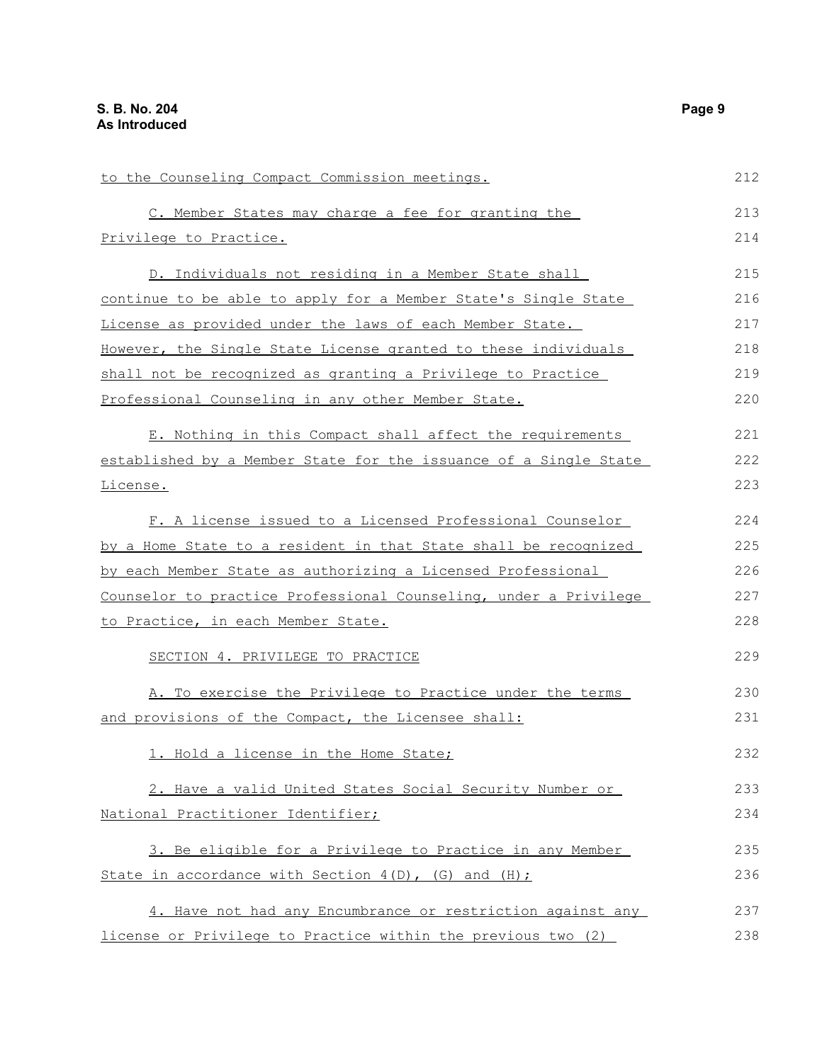to the Counseling Compact Commission meetings.

C. Member States may charge a fee for granting the Privilege to Practice.

D. Individuals not residing in a Member State shall continue to be able to apply for a Member State's Single State License as provided under the laws of each Member State. However, the Single State License granted to these individuals shall not be recognized as granting a Privilege to Practice Professional Counseling in any other Member State.

E. Nothing in this Compact shall affect the requirements established by a Member State for the issuance of a Single State License.

F. A license issued to a Licensed Professional Counselor by a Home State to a resident in that State shall be recognized by each Member State as authorizing a Licensed Professional Counselor to practice Professional Counseling, under a Privilege to Practice, in each Member State.

SECTION 4. PRIVILEGE TO PRACTICE

A. To exercise the Privilege to Practice under the terms and provisions of the Compact, the Licensee shall:

1. Hold a license in the Home State;

2. Have a valid United States Social Security Number or National Practitioner Identifier;

3. Be eligible for a Privilege to Practice in any Member State in accordance with Section 4(D), (G) and (H);

4. Have not had any Encumbrance or restriction against any license or Privilege to Practice within the previous two (2)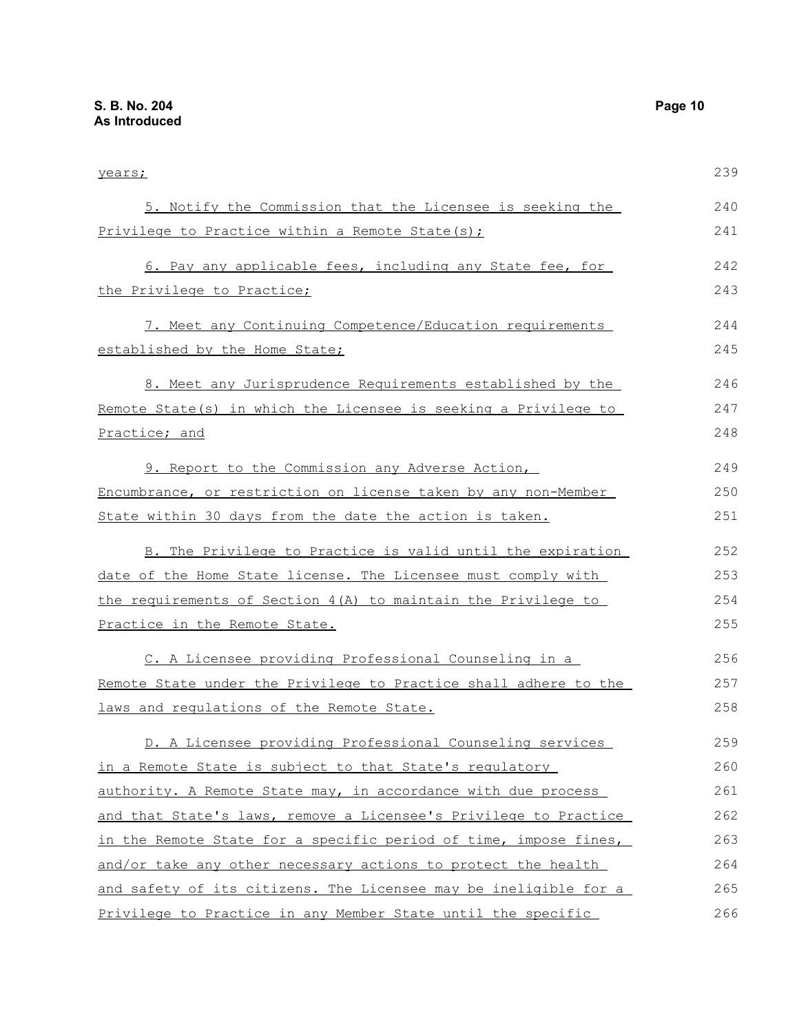years;

5. Notify the Commission that the Licensee is seeking the Privilege to Practice within a Remote State(s);

6. Pay any applicable fees, including any State fee, for the Privilege to Practice;

7. Meet any Continuing Competence/Education requirements established by the Home State;

8. Meet any Jurisprudence Requirements established by the Remote State(s) in which the Licensee is seeking a Privilege to Practice; and

9. Report to the Commission any Adverse Action, Encumbrance, or restriction on license taken by any non-Member State within 30 days from the date the action is taken.

B. The Privilege to Practice is valid until the expiration date of the Home State license. The Licensee must comply with the requirements of Section 4(A) to maintain the Privilege to Practice in the Remote State.

C. A Licensee providing Professional Counseling in a Remote State under the Privilege to Practice shall adhere to the laws and regulations of the Remote State.

D. A Licensee providing Professional Counseling services in a Remote State is subject to that State's regulatory authority. A Remote State may, in accordance with due process and that State's laws, remove a Licensee's Privilege to Practice in the Remote State for a specific period of time, impose fines, and/or take any other necessary actions to protect the health and safety of its citizens. The Licensee may be ineligible for a Privilege to Practice in any Member State until the specific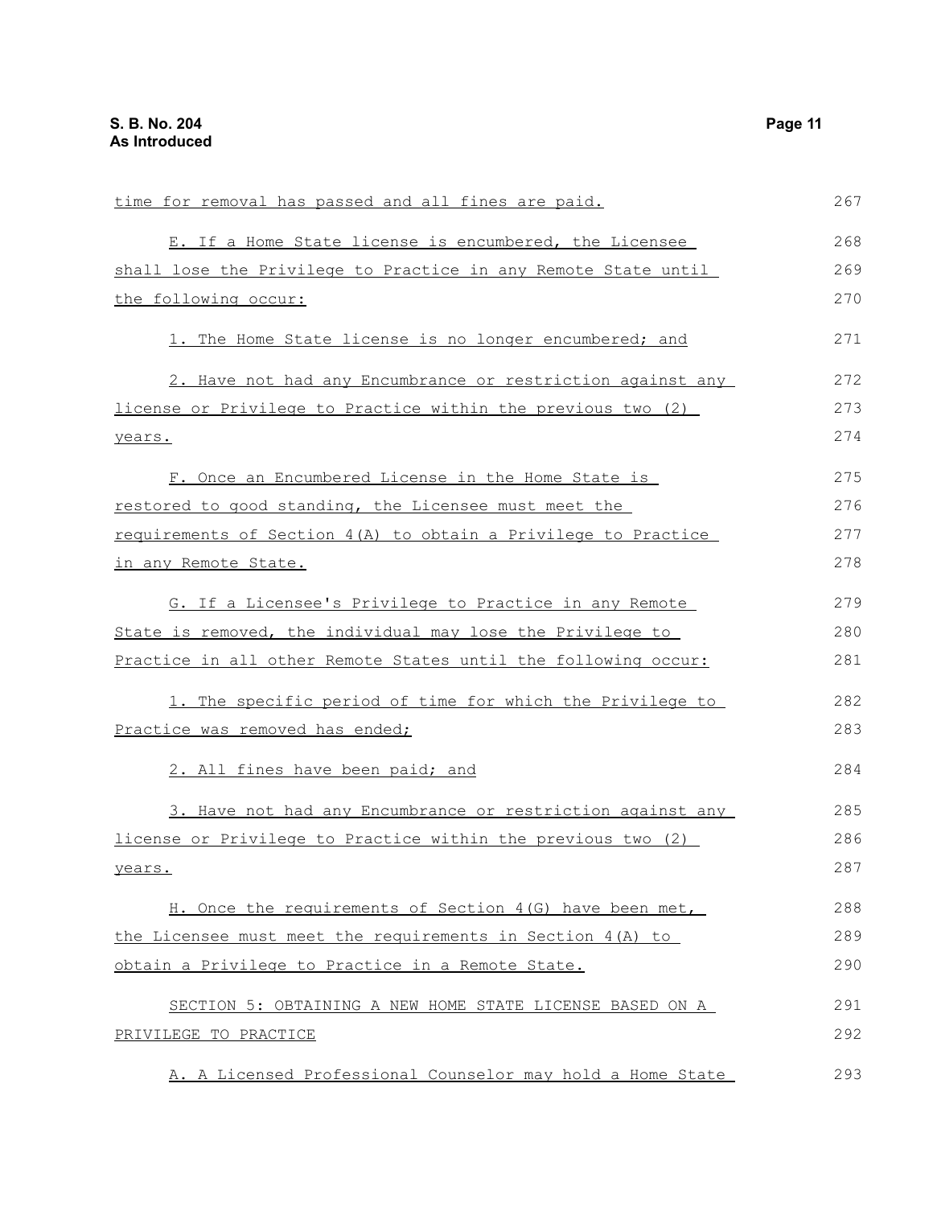time for removal has passed and all fines are paid.

E. If a Home State license is encumbered, the Licensee shall lose the Privilege to Practice in any Remote State until the following occur:

1. The Home State license is no longer encumbered; and

2. Have not had any Encumbrance or restriction against any license or Privilege to Practice within the previous two (2) years.

F. Once an Encumbered License in the Home State is restored to good standing, the Licensee must meet the requirements of Section 4(A) to obtain a Privilege to Practice in any Remote State.

G. If a Licensee's Privilege to Practice in any Remote State is removed, the individual may lose the Privilege to Practice in all other Remote States until the following occur:

1. The specific period of time for which the Privilege to Practice was removed has ended;

2. All fines have been paid; and

3. Have not had any Encumbrance or restriction against any license or Privilege to Practice within the previous two (2) years.

H. Once the requirements of Section 4(G) have been met, the Licensee must meet the requirements in Section 4(A) to obtain a Privilege to Practice in a Remote State.

SECTION 5: OBTAINING A NEW HOME STATE LICENSE BASED ON A PRIVILEGE TO PRACTICE

A. A Licensed Professional Counselor may hold a Home State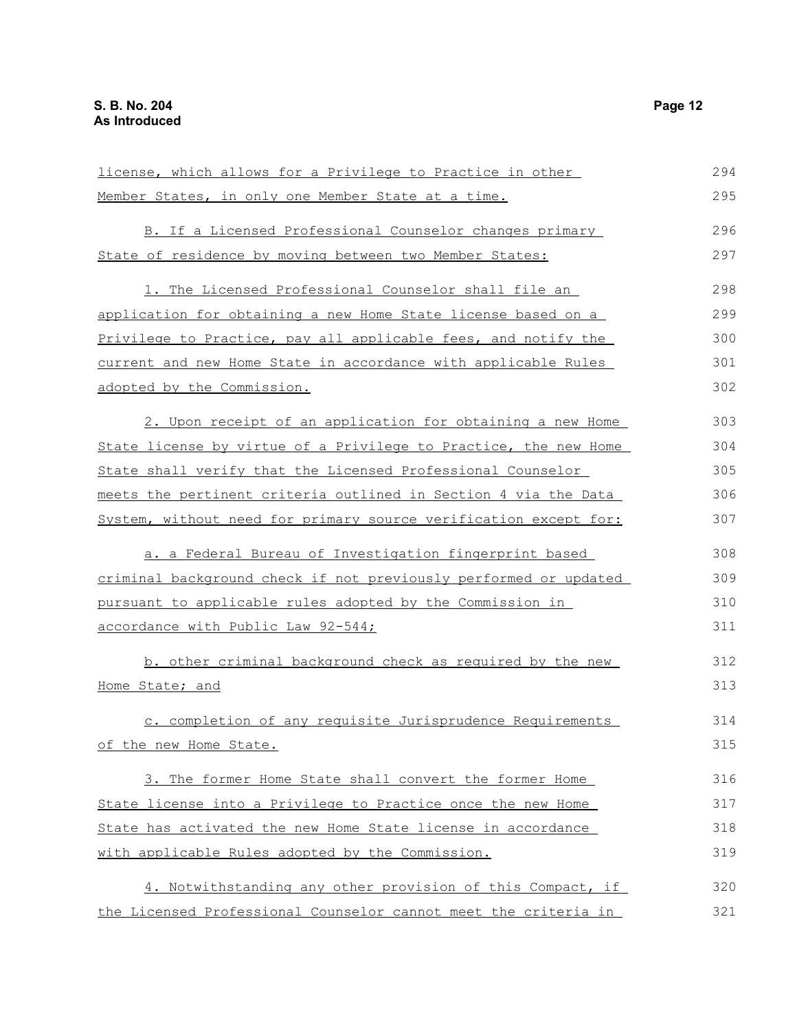license, which allows for a Privilege to Practice in other Member States, in only one Member State at a time.

B. If a Licensed Professional Counselor changes primary State of residence by moving between two Member States:

1. The Licensed Professional Counselor shall file an application for obtaining a new Home State license based on a Privilege to Practice, pay all applicable fees, and notify the current and new Home State in accordance with applicable Rules adopted by the Commission.

2. Upon receipt of an application for obtaining a new Home State license by virtue of a Privilege to Practice, the new Home State shall verify that the Licensed Professional Counselor meets the pertinent criteria outlined in Section 4 via the Data System, without need for primary source verification except for:

a. a Federal Bureau of Investigation fingerprint based criminal background check if not previously performed or updated pursuant to applicable rules adopted by the Commission in accordance with Public Law 92-544;

b. other criminal background check as required by the new Home State; and

c. completion of any requisite Jurisprudence Requirements of the new Home State.

3. The former Home State shall convert the former Home State license into a Privilege to Practice once the new Home State has activated the new Home State license in accordance with applicable Rules adopted by the Commission.

4. Notwithstanding any other provision of this Compact, if the Licensed Professional Counselor cannot meet the criteria in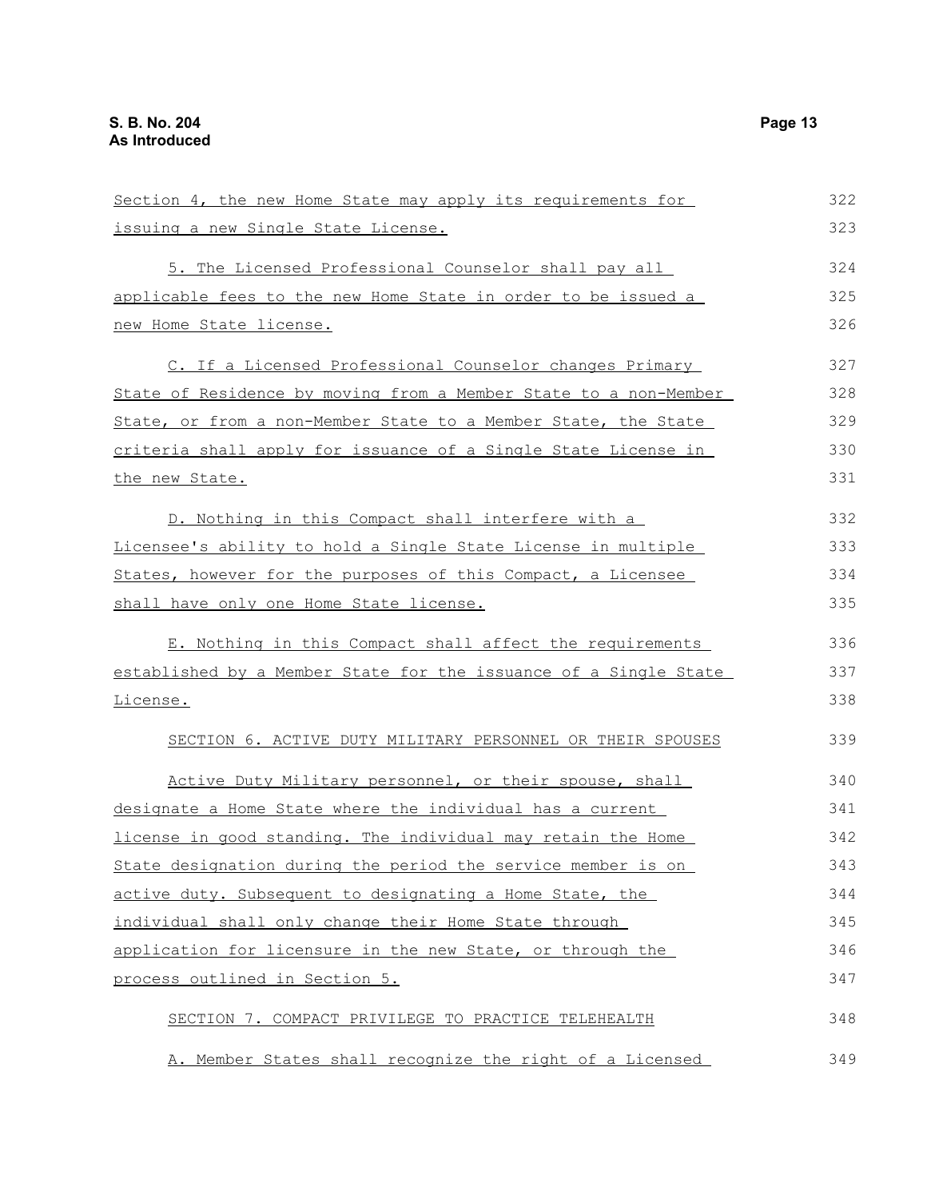Section 4, the new Home State may apply its requirements for issuing a new Single State License.

5. The Licensed Professional Counselor shall pay all applicable fees to the new Home State in order to be issued a new Home State license.

C. If a Licensed Professional Counselor changes Primary State of Residence by moving from a Member State to a non-Member State, or from a non-Member State to a Member State, the State criteria shall apply for issuance of a Single State License in the new State.

D. Nothing in this Compact shall interfere with a Licensee's ability to hold a Single State License in multiple States, however for the purposes of this Compact, a Licensee shall have only one Home State license.

E. Nothing in this Compact shall affect the requirements established by a Member State for the issuance of a Single State License.

SECTION 6. ACTIVE DUTY MILITARY PERSONNEL OR THEIR SPOUSES

Active Duty Military personnel, or their spouse, shall designate a Home State where the individual has a current license in good standing. The individual may retain the Home State designation during the period the service member is on active duty. Subsequent to designating a Home State, the individual shall only change their Home State through application for licensure in the new State, or through the process outlined in Section 5.

SECTION 7. COMPACT PRIVILEGE TO PRACTICE TELEHEALTH

A. Member States shall recognize the right of a Licensed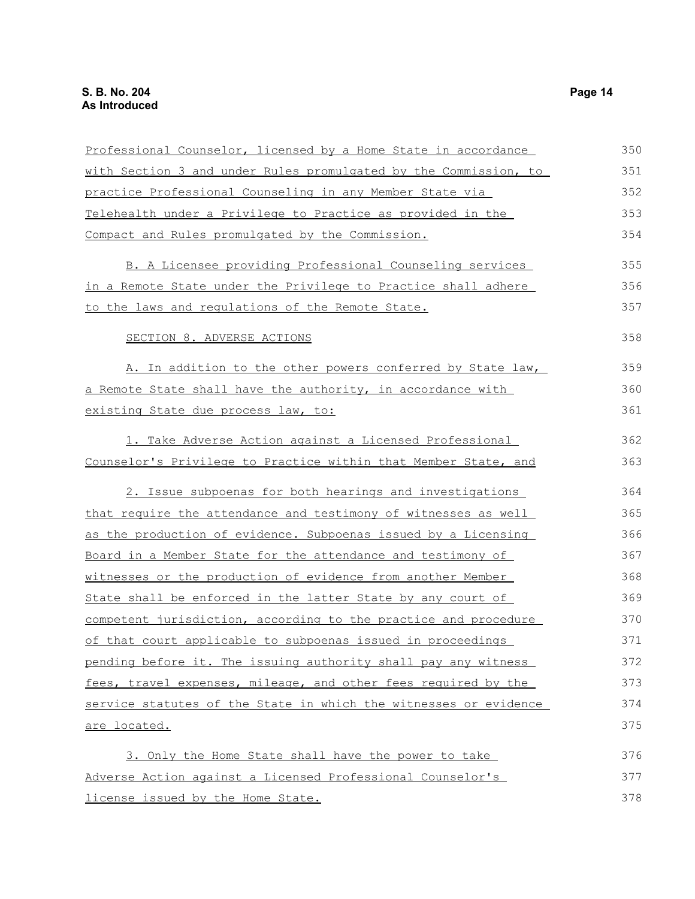Professional Counselor, licensed by a Home State in accordance with Section 3 and under Rules promulgated by the Commission, to practice Professional Counseling in any Member State via Telehealth under a Privilege to Practice as provided in the Compact and Rules promulgated by the Commission.

B. A Licensee providing Professional Counseling services in a Remote State under the Privilege to Practice shall adhere to the laws and regulations of the Remote State.

SECTION 8. ADVERSE ACTIONS

A. In addition to the other powers conferred by State law, a Remote State shall have the authority, in accordance with existing State due process law, to:

1. Take Adverse Action against a Licensed Professional Counselor's Privilege to Practice within that Member State, and

2. Issue subpoenas for both hearings and investigations that require the attendance and testimony of witnesses as well as the production of evidence. Subpoenas issued by a Licensing Board in a Member State for the attendance and testimony of witnesses or the production of evidence from another Member State shall be enforced in the latter State by any court of competent jurisdiction, according to the practice and procedure of that court applicable to subpoenas issued in proceedings pending before it. The issuing authority shall pay any witness fees, travel expenses, mileage, and other fees required by the service statutes of the State in which the witnesses or evidence are located.

3. Only the Home State shall have the power to take Adverse Action against a Licensed Professional Counselor's license issued by the Home State.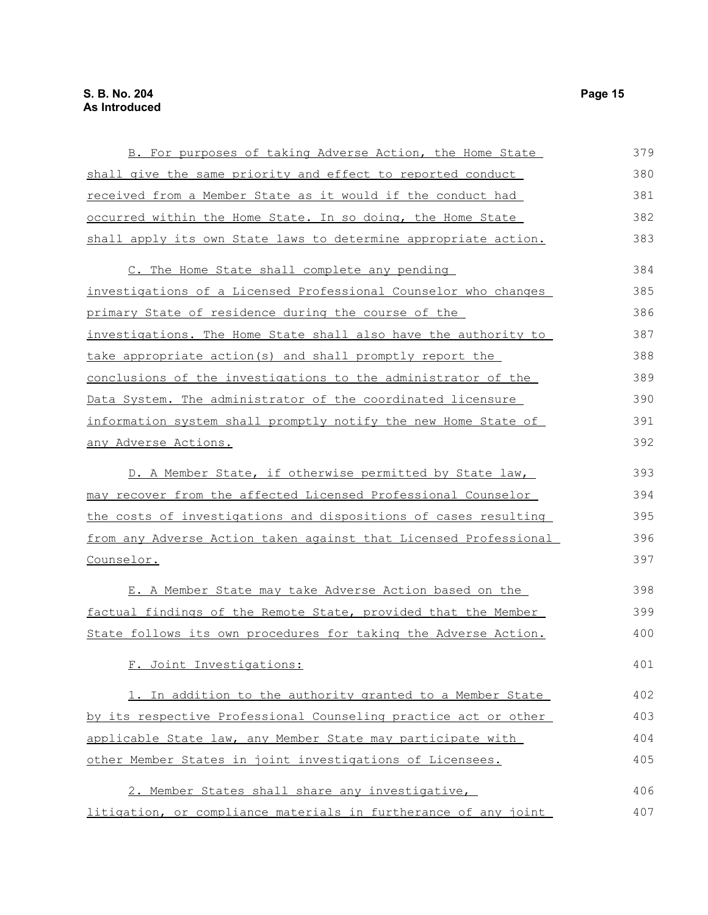B. For purposes of taking Adverse Action, the Home State shall give the same priority and effect to reported conduct received from a Member State as it would if the conduct had occurred within the Home State. In so doing, the Home State shall apply its own State laws to determine appropriate action.

C. The Home State shall complete any pending investigations of a Licensed Professional Counselor who changes primary State of residence during the course of the investigations. The Home State shall also have the authority to take appropriate action(s) and shall promptly report the conclusions of the investigations to the administrator of the Data System. The administrator of the coordinated licensure information system shall promptly notify the new Home State of any Adverse Actions.

D. A Member State, if otherwise permitted by State law, may recover from the affected Licensed Professional Counselor the costs of investigations and dispositions of cases resulting from any Adverse Action taken against that Licensed Professional Counselor.

E. A Member State may take Adverse Action based on the factual findings of the Remote State, provided that the Member State follows its own procedures for taking the Adverse Action.

F. Joint Investigations:

1. In addition to the authority granted to a Member State by its respective Professional Counseling practice act or other applicable State law, any Member State may participate with other Member States in joint investigations of Licensees.

2. Member States shall share any investigative, litigation, or compliance materials in furtherance of any joint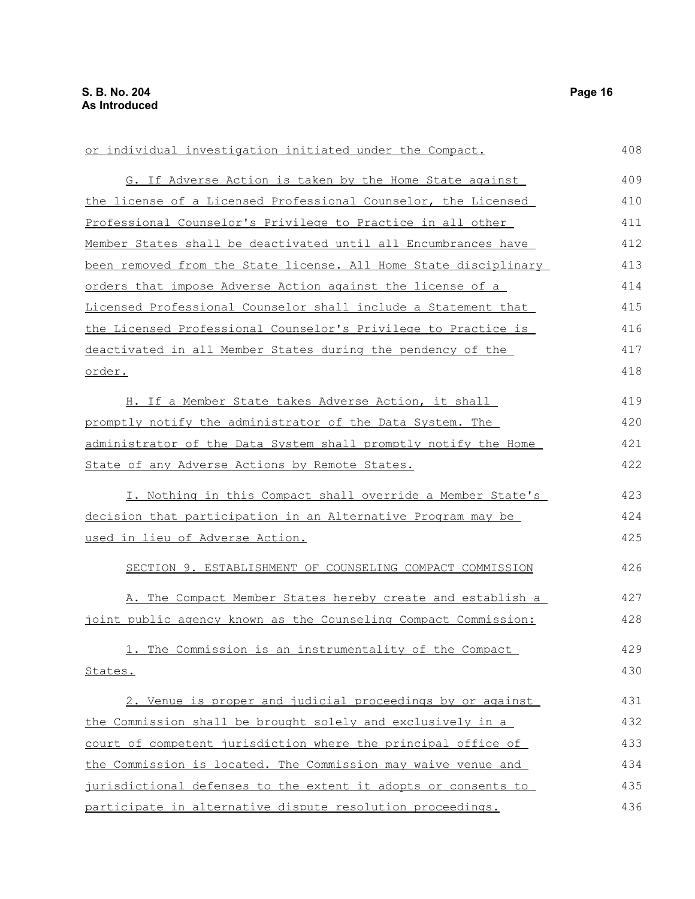or individual investigation initiated under the Compact.

G. If Adverse Action is taken by the Home State against the license of a Licensed Professional Counselor, the Licensed Professional Counselor's Privilege to Practice in all other Member States shall be deactivated until all Encumbrances have been removed from the State license. All Home State disciplinary orders that impose Adverse Action against the license of a Licensed Professional Counselor shall include a Statement that the Licensed Professional Counselor's Privilege to Practice is deactivated in all Member States during the pendency of the order.

H. If a Member State takes Adverse Action, it shall promptly notify the administrator of the Data System. The administrator of the Data System shall promptly notify the Home State of any Adverse Actions by Remote States.

I. Nothing in this Compact shall override a Member State's decision that participation in an Alternative Program may be used in lieu of Adverse Action.

SECTION 9. ESTABLISHMENT OF COUNSELING COMPACT COMMISSION

A. The Compact Member States hereby create and establish a joint public agency known as the Counseling Compact Commission:

1. The Commission is an instrumentality of the Compact States.

2. Venue is proper and judicial proceedings by or against the Commission shall be brought solely and exclusively in a court of competent jurisdiction where the principal office of the Commission is located. The Commission may waive venue and jurisdictional defenses to the extent it adopts or consents to participate in alternative dispute resolution proceedings.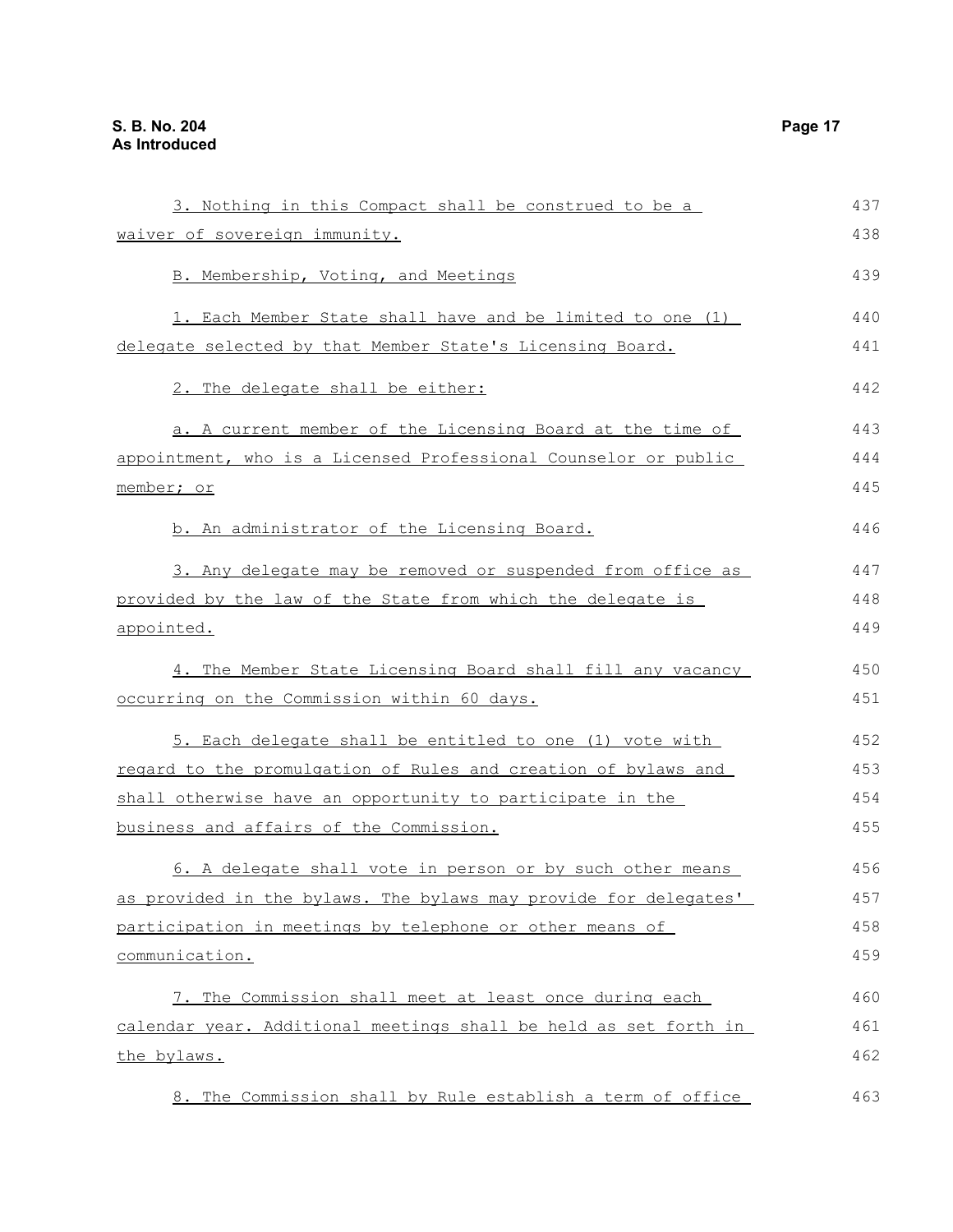3. Nothing in this Compact shall be construed to be a waiver of sovereign immunity.

B. Membership, Voting, and Meetings

1. Each Member State shall have and be limited to one (1) delegate selected by that Member State's Licensing Board.

2. The delegate shall be either:

a. A current member of the Licensing Board at the time of appointment, who is a Licensed Professional Counselor or public member; or

b. An administrator of the Licensing Board.

3. Any delegate may be removed or suspended from office as provided by the law of the State from which the delegate is appointed.

4. The Member State Licensing Board shall fill any vacancy occurring on the Commission within 60 days.

5. Each delegate shall be entitled to one (1) vote with regard to the promulgation of Rules and creation of bylaws and shall otherwise have an opportunity to participate in the business and affairs of the Commission.

6. A delegate shall vote in person or by such other means as provided in the bylaws. The bylaws may provide for delegates' participation in meetings by telephone or other means of communication.

7. The Commission shall meet at least once during each calendar year. Additional meetings shall be held as set forth in the bylaws.

8. The Commission shall by Rule establish a term of office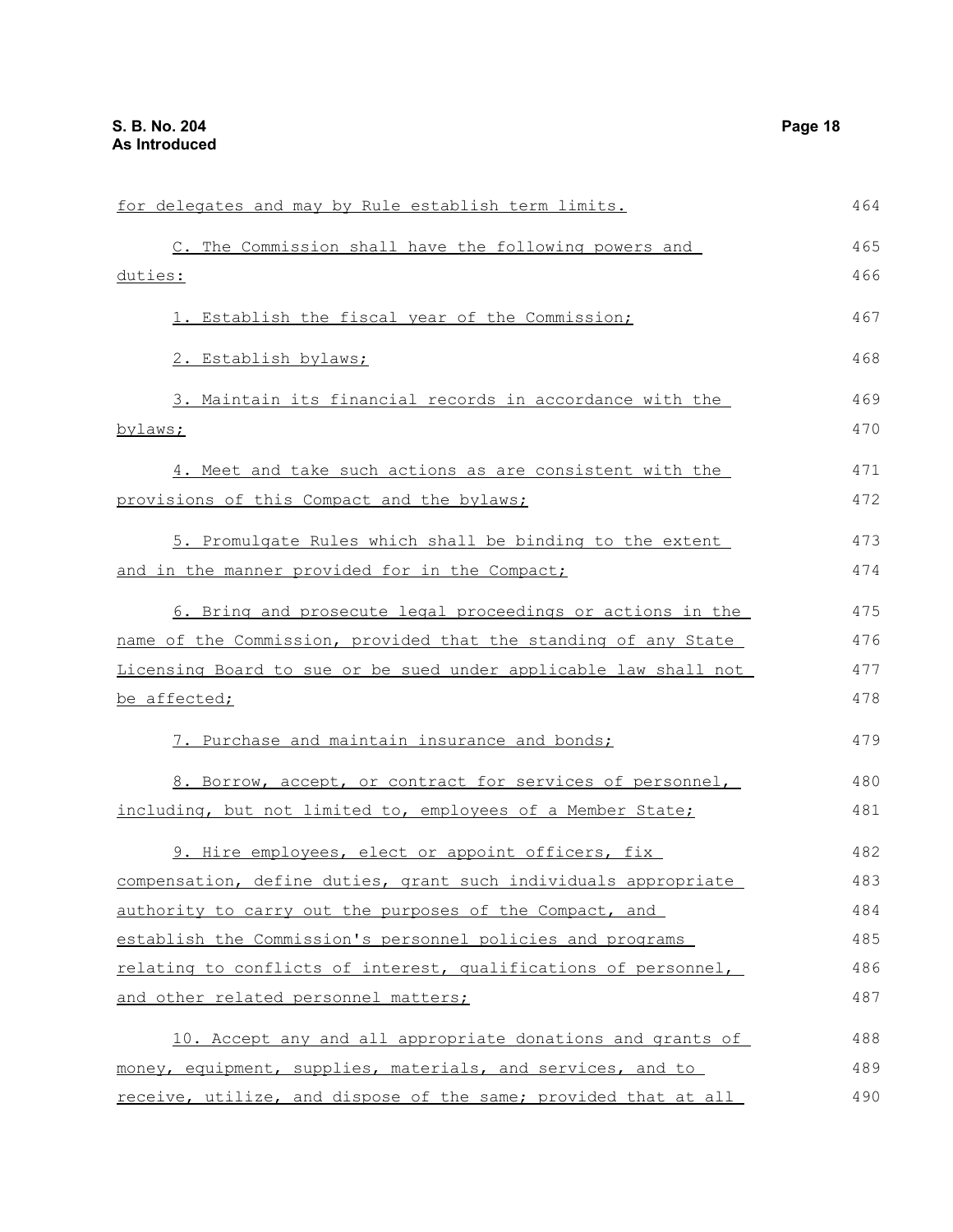for delegates and may by Rule establish term limits.

C. The Commission shall have the following powers and duties:

1. Establish the fiscal year of the Commission;

2. Establish bylaws;

3. Maintain its financial records in accordance with the bylaws;

4. Meet and take such actions as are consistent with the provisions of this Compact and the bylaws;

5. Promulgate Rules which shall be binding to the extent and in the manner provided for in the Compact;

6. Bring and prosecute legal proceedings or actions in the name of the Commission, provided that the standing of any State Licensing Board to sue or be sued under applicable law shall not be affected;

7. Purchase and maintain insurance and bonds;

8. Borrow, accept, or contract for services of personnel, including, but not limited to, employees of a Member State;

9. Hire employees, elect or appoint officers, fix compensation, define duties, grant such individuals appropriate authority to carry out the purposes of the Compact, and establish the Commission's personnel policies and programs relating to conflicts of interest, qualifications of personnel, and other related personnel matters;

10. Accept any and all appropriate donations and grants of money, equipment, supplies, materials, and services, and to receive, utilize, and dispose of the same; provided that at all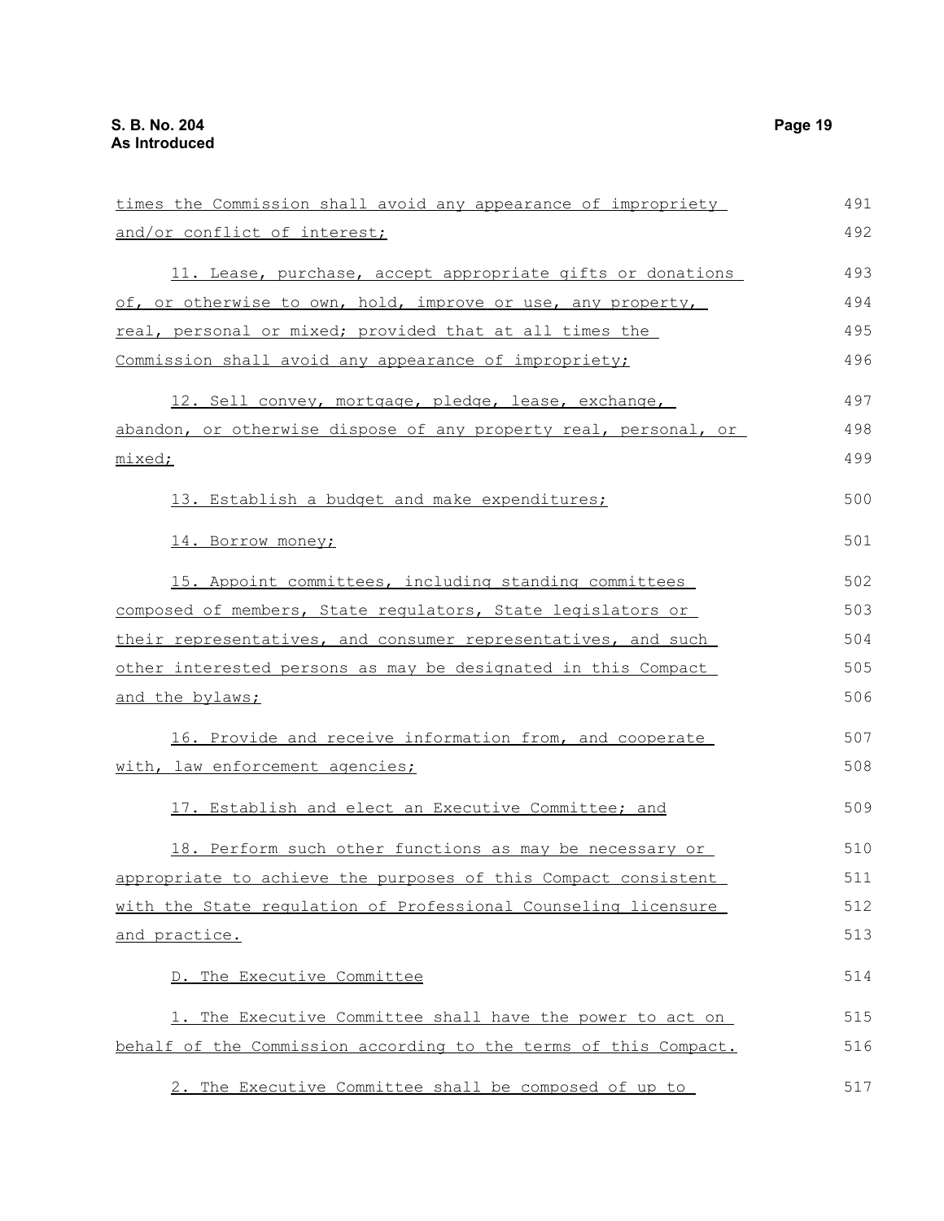times the Commission shall avoid any appearance of impropriety and/or conflict of interest;

11. Lease, purchase, accept appropriate gifts or donations of, or otherwise to own, hold, improve or use, any property, real, personal or mixed; provided that at all times the Commission shall avoid any appearance of impropriety;

12. Sell convey, mortgage, pledge, lease, exchange, abandon, or otherwise dispose of any property real, personal, or mixed;

13. Establish a budget and make expenditures;

14. Borrow money;

15. Appoint committees, including standing committees composed of members, State regulators, State legislators or their representatives, and consumer representatives, and such other interested persons as may be designated in this Compact and the bylaws;

16. Provide and receive information from, and cooperate with, law enforcement agencies;

17. Establish and elect an Executive Committee; and

18. Perform such other functions as may be necessary or appropriate to achieve the purposes of this Compact consistent with the State regulation of Professional Counseling licensure and practice.

D. The Executive Committee

1. The Executive Committee shall have the power to act on behalf of the Commission according to the terms of this Compact.

2. The Executive Committee shall be composed of up to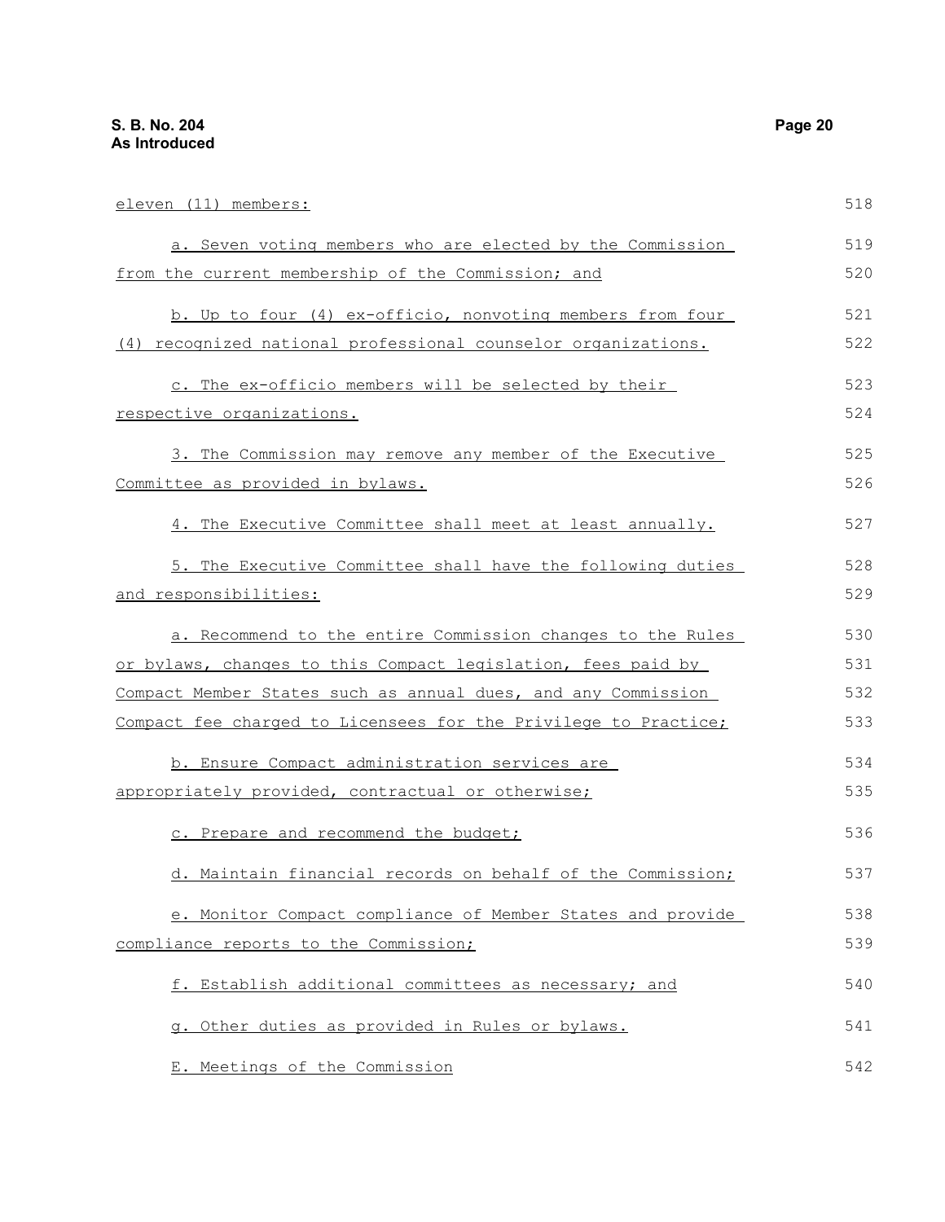eleven (11) members:

a. Seven voting members who are elected by the Commission from the current membership of the Commission; and

b. Up to four (4) ex-officio, nonvoting members from four (4) recognized national professional counselor organizations.

c. The ex-officio members will be selected by their respective organizations.

3. The Commission may remove any member of the Executive Committee as provided in bylaws.

4. The Executive Committee shall meet at least annually.

5. The Executive Committee shall have the following duties and responsibilities:

a. Recommend to the entire Commission changes to the Rules or bylaws, changes to this Compact legislation, fees paid by Compact Member States such as annual dues, and any Commission Compact fee charged to Licensees for the Privilege to Practice;

b. Ensure Compact administration services are appropriately provided, contractual or otherwise;

c. Prepare and recommend the budget;

d. Maintain financial records on behalf of the Commission;

e. Monitor Compact compliance of Member States and provide compliance reports to the Commission;

f. Establish additional committees as necessary; and

g. Other duties as provided in Rules or bylaws.

E. Meetings of the Commission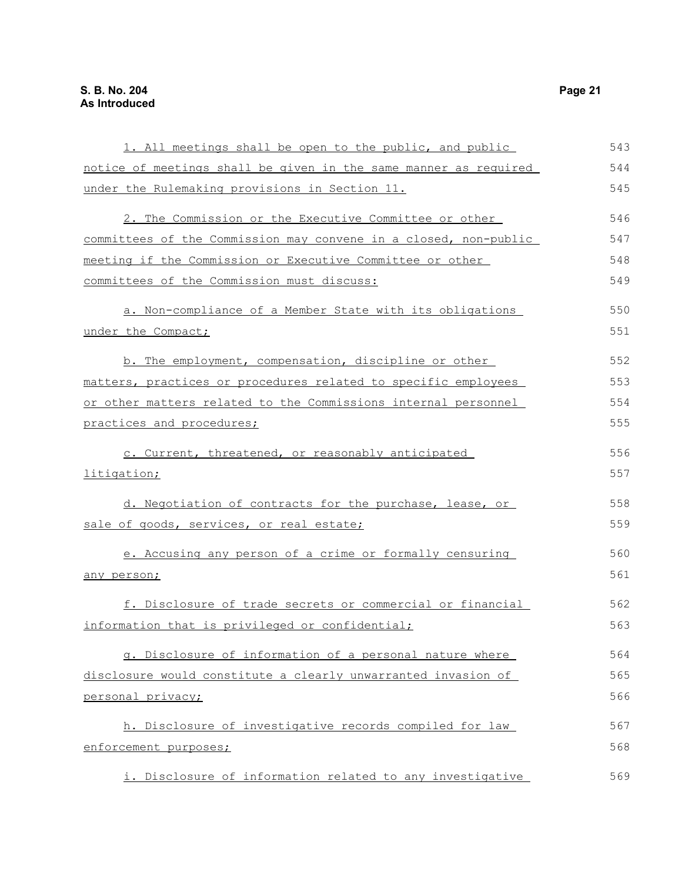1. All meetings shall be open to the public, and public notice of meetings shall be given in the same manner as required under the Rulemaking provisions in Section 11.

2. The Commission or the Executive Committee or other committees of the Commission may convene in a closed, non-public meeting if the Commission or Executive Committee or other committees of the Commission must discuss:

a. Non-compliance of a Member State with its obligations under the Compact;

b. The employment, compensation, discipline or other matters, practices or procedures related to specific employees or other matters related to the Commissions internal personnel practices and procedures;

c. Current, threatened, or reasonably anticipated litigation;

d. Negotiation of contracts for the purchase, lease, or sale of goods, services, or real estate;

e. Accusing any person of a crime or formally censuring any person;

f. Disclosure of trade secrets or commercial or financial information that is privileged or confidential;

g. Disclosure of information of a personal nature where disclosure would constitute a clearly unwarranted invasion of personal privacy;

h. Disclosure of investigative records compiled for law enforcement purposes;

i. Disclosure of information related to any investigative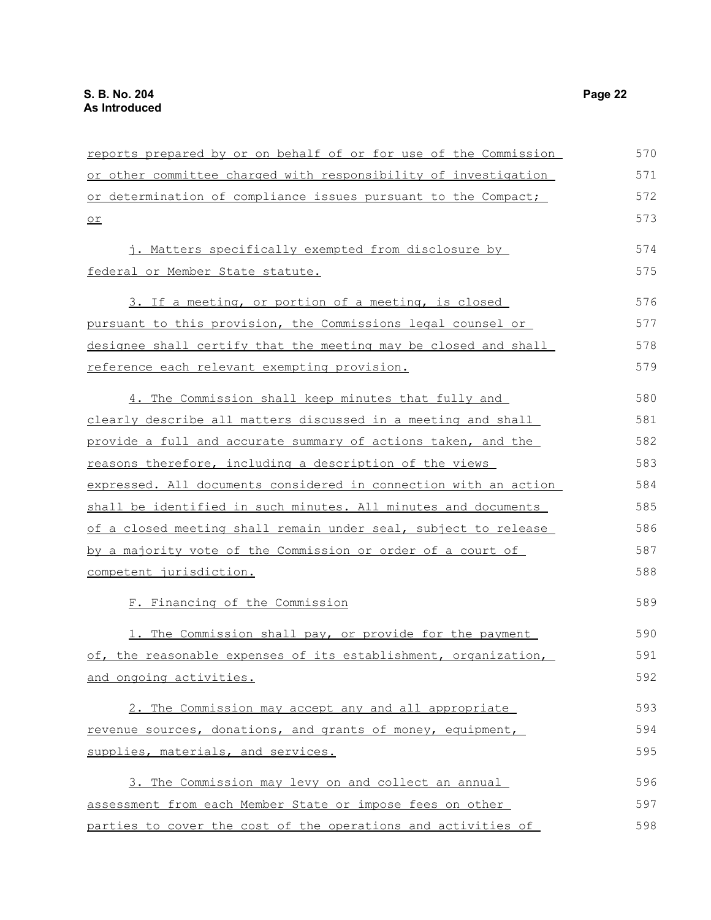reports prepared by or on behalf of or for use of the Commission or other committee charged with responsibility of investigation or determination of compliance issues pursuant to the Compact; or

j. Matters specifically exempted from disclosure by federal or Member State statute.

3. If a meeting, or portion of a meeting, is closed pursuant to this provision, the Commissions legal counsel or designee shall certify that the meeting may be closed and shall reference each relevant exempting provision.

4. The Commission shall keep minutes that fully and clearly describe all matters discussed in a meeting and shall provide a full and accurate summary of actions taken, and the reasons therefore, including a description of the views expressed. All documents considered in connection with an action shall be identified in such minutes. All minutes and documents of a closed meeting shall remain under seal, subject to release by a majority vote of the Commission or order of a court of competent jurisdiction.

F. Financing of the Commission

1. The Commission shall pay, or provide for the payment of, the reasonable expenses of its establishment, organization, and ongoing activities.

2. The Commission may accept any and all appropriate revenue sources, donations, and grants of money, equipment, supplies, materials, and services.

3. The Commission may levy on and collect an annual assessment from each Member State or impose fees on other parties to cover the cost of the operations and activities of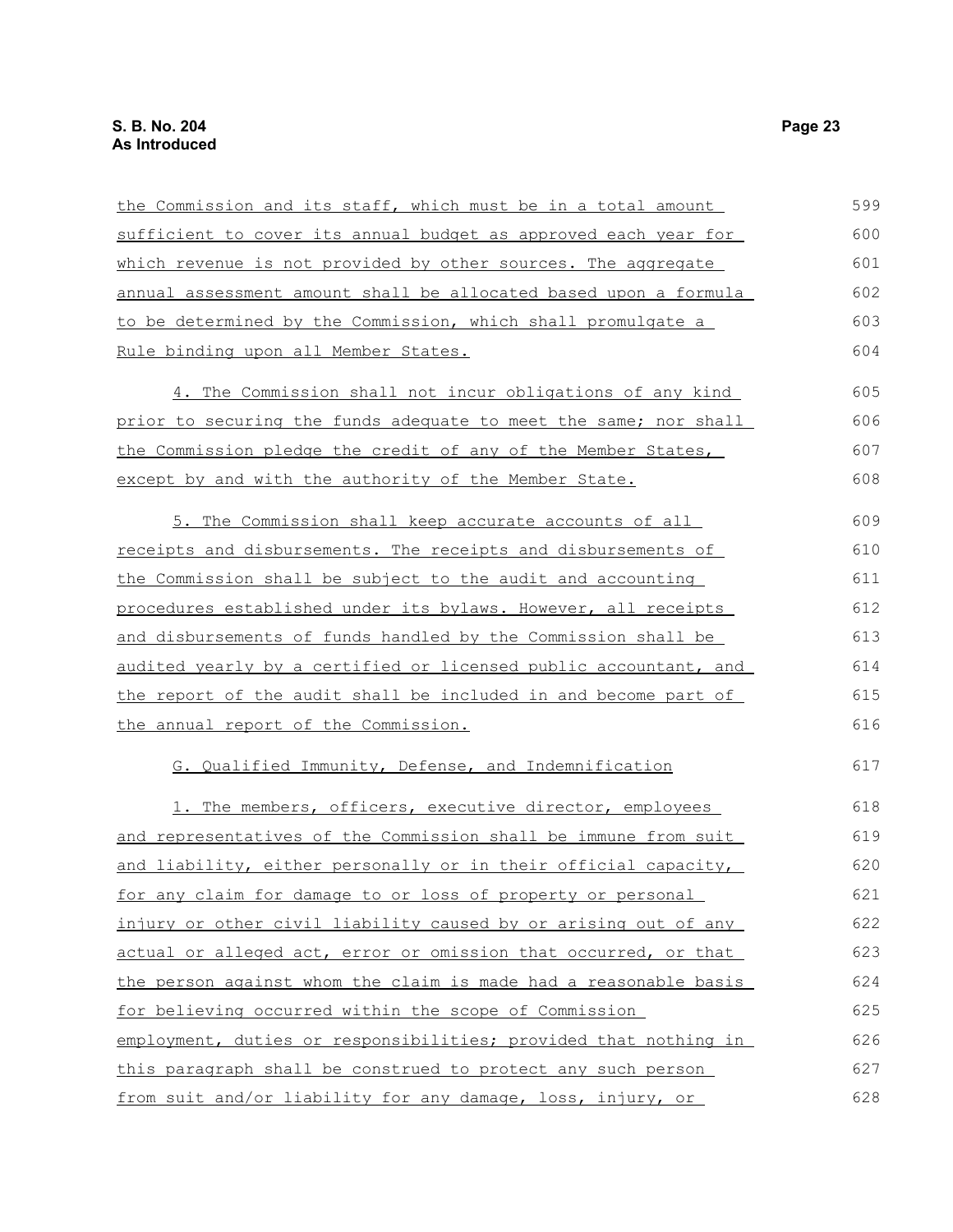the Commission and its staff, which must be in a total amount sufficient to cover its annual budget as approved each year for which revenue is not provided by other sources. The aggregate annual assessment amount shall be allocated based upon a formula to be determined by the Commission, which shall promulgate a Rule binding upon all Member States.

4. The Commission shall not incur obligations of any kind prior to securing the funds adequate to meet the same; nor shall the Commission pledge the credit of any of the Member States, except by and with the authority of the Member State.

5. The Commission shall keep accurate accounts of all receipts and disbursements. The receipts and disbursements of the Commission shall be subject to the audit and accounting procedures established under its bylaws. However, all receipts and disbursements of funds handled by the Commission shall be audited yearly by a certified or licensed public accountant, and the report of the audit shall be included in and become part of the annual report of the Commission.

G. Qualified Immunity, Defense, and Indemnification

1. The members, officers, executive director, employees and representatives of the Commission shall be immune from suit and liability, either personally or in their official capacity, for any claim for damage to or loss of property or personal injury or other civil liability caused by or arising out of any actual or alleged act, error or omission that occurred, or that the person against whom the claim is made had a reasonable basis for believing occurred within the scope of Commission employment, duties or responsibilities; provided that nothing in this paragraph shall be construed to protect any such person from suit and/or liability for any damage, loss, injury, or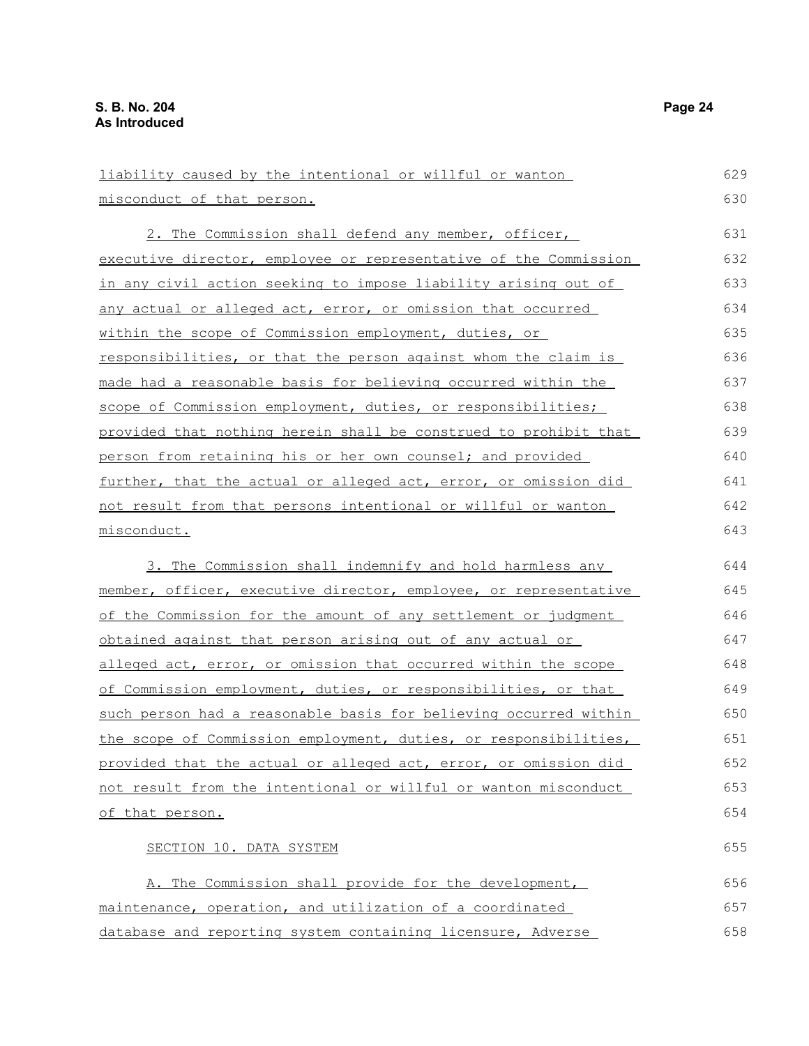liability caused by the intentional or willful or wanton misconduct of that person.

2. The Commission shall defend any member, officer, executive director, employee or representative of the Commission in any civil action seeking to impose liability arising out of any actual or alleged act, error, or omission that occurred within the scope of Commission employment, duties, or responsibilities, or that the person against whom the claim is made had a reasonable basis for believing occurred within the scope of Commission employment, duties, or responsibilities; provided that nothing herein shall be construed to prohibit that person from retaining his or her own counsel; and provided further, that the actual or alleged act, error, or omission did not result from that persons intentional or willful or wanton misconduct.

3. The Commission shall indemnify and hold harmless any member, officer, executive director, employee, or representative of the Commission for the amount of any settlement or judgment obtained against that person arising out of any actual or alleged act, error, or omission that occurred within the scope of Commission employment, duties, or responsibilities, or that such person had a reasonable basis for believing occurred within the scope of Commission employment, duties, or responsibilities, provided that the actual or alleged act, error, or omission did not result from the intentional or willful or wanton misconduct of that person.

SECTION 10. DATA SYSTEM

A. The Commission shall provide for the development, maintenance, operation, and utilization of a coordinated database and reporting system containing licensure, Adverse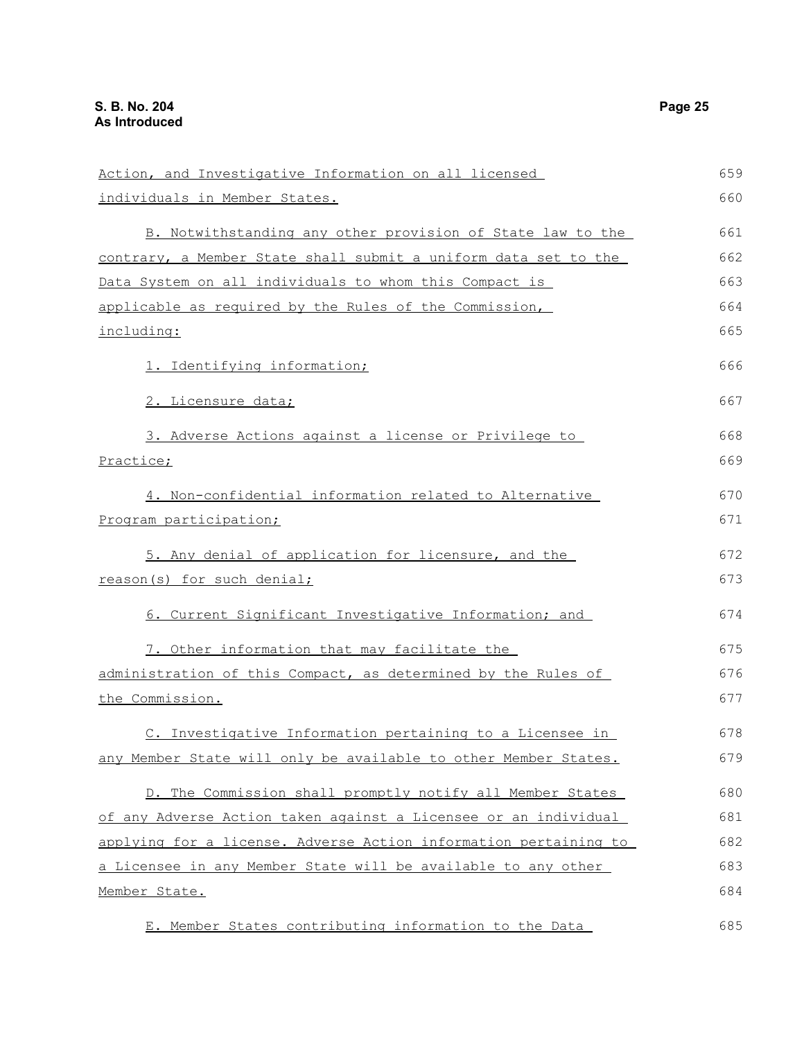Action, and Investigative Information on all licensed individuals in Member States.

B. Notwithstanding any other provision of State law to the contrary, a Member State shall submit a uniform data set to the Data System on all individuals to whom this Compact is applicable as required by the Rules of the Commission, including:

1. Identifying information;

2. Licensure data;

3. Adverse Actions against a license or Privilege to Practice;

4. Non-confidential information related to Alternative Program participation;

5. Any denial of application for licensure, and the reason(s) for such denial;

6. Current Significant Investigative Information; and

7. Other information that may facilitate the administration of this Compact, as determined by the Rules of the Commission.

C. Investigative Information pertaining to a Licensee in any Member State will only be available to other Member States.

D. The Commission shall promptly notify all Member States of any Adverse Action taken against a Licensee or an individual applying for a license. Adverse Action information pertaining to a Licensee in any Member State will be available to any other Member State.

E. Member States contributing information to the Data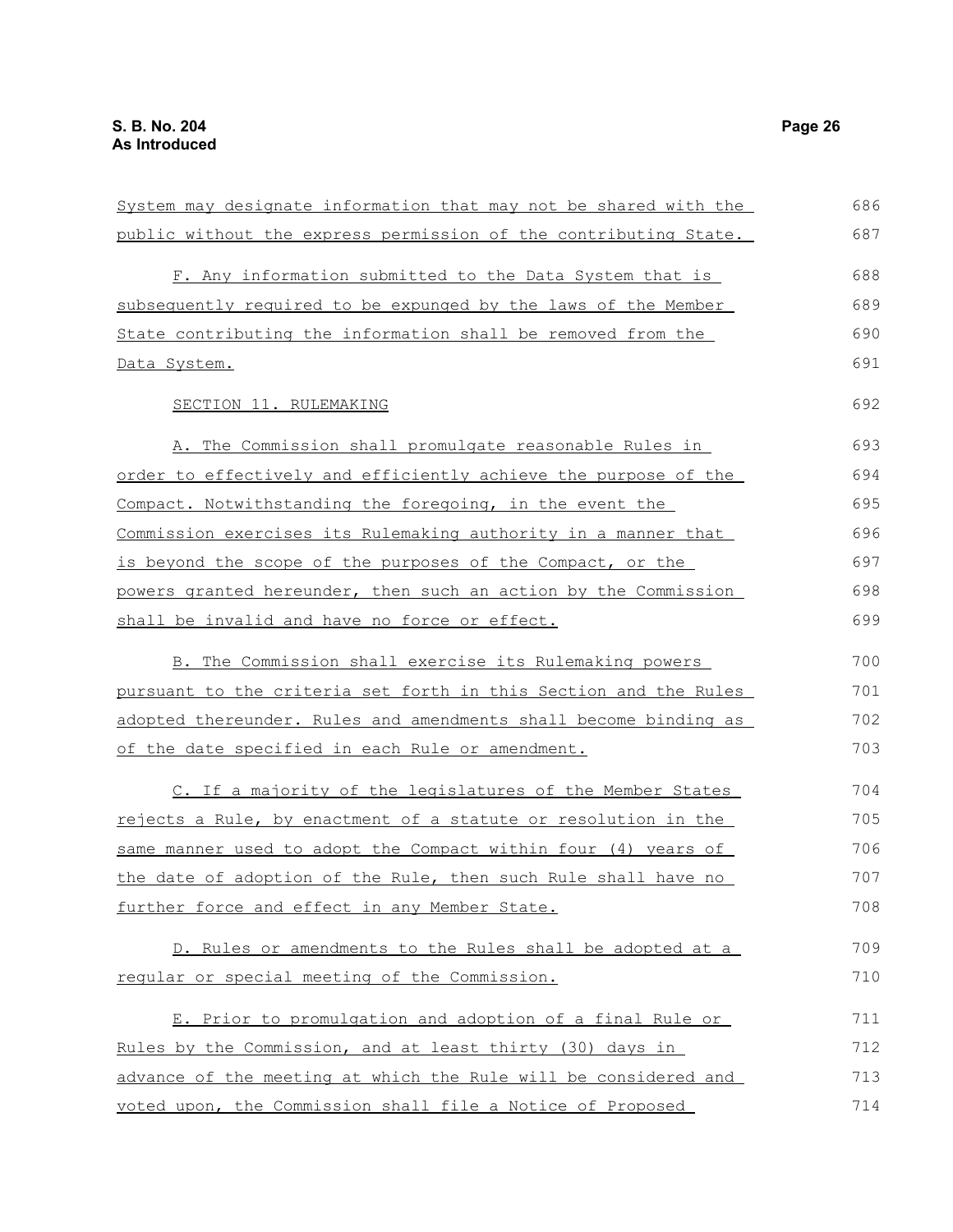System may designate information that may not be shared with the public without the express permission of the contributing State.

F. Any information submitted to the Data System that is subsequently required to be expunged by the laws of the Member State contributing the information shall be removed from the Data System.

SECTION 11. RULEMAKING

A. The Commission shall promulgate reasonable Rules in order to effectively and efficiently achieve the purpose of the Compact. Notwithstanding the foregoing, in the event the Commission exercises its Rulemaking authority in a manner that is beyond the scope of the purposes of the Compact, or the powers granted hereunder, then such an action by the Commission shall be invalid and have no force or effect.

B. The Commission shall exercise its Rulemaking powers pursuant to the criteria set forth in this Section and the Rules adopted thereunder. Rules and amendments shall become binding as of the date specified in each Rule or amendment.

C. If a majority of the legislatures of the Member States rejects a Rule, by enactment of a statute or resolution in the same manner used to adopt the Compact within four (4) years of the date of adoption of the Rule, then such Rule shall have no further force and effect in any Member State.

D. Rules or amendments to the Rules shall be adopted at a regular or special meeting of the Commission.

E. Prior to promulgation and adoption of a final Rule or Rules by the Commission, and at least thirty (30) days in advance of the meeting at which the Rule will be considered and voted upon, the Commission shall file a Notice of Proposed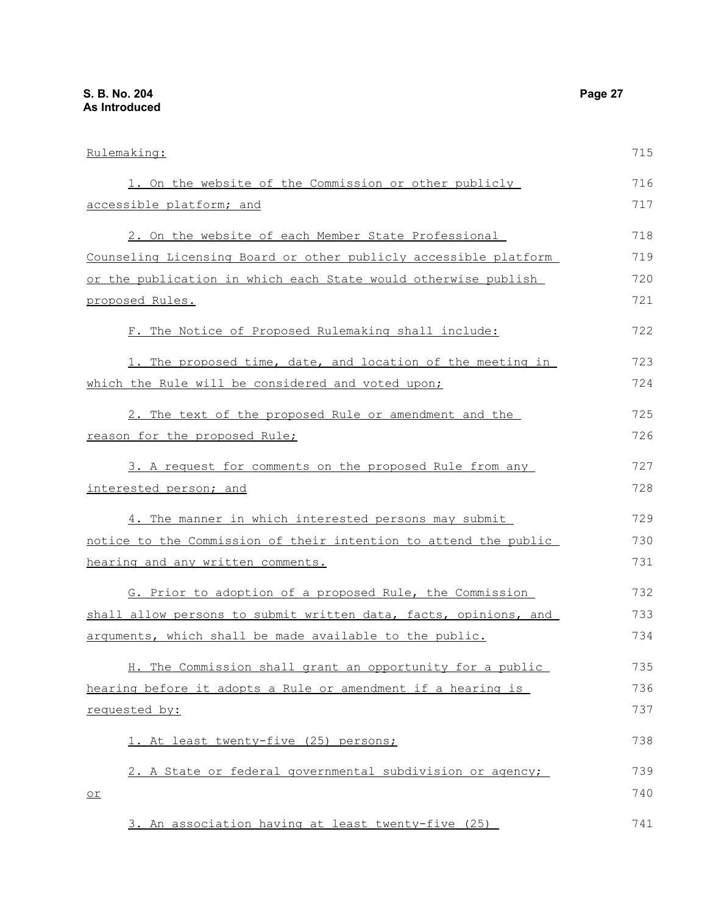Rulemaking:

1. On the website of the Commission or other publicly accessible platform; and

2. On the website of each Member State Professional Counseling Licensing Board or other publicly accessible platform or the publication in which each State would otherwise publish proposed Rules.

F. The Notice of Proposed Rulemaking shall include:

1. The proposed time, date, and location of the meeting in which the Rule will be considered and voted upon;

2. The text of the proposed Rule or amendment and the reason for the proposed Rule;

3. A request for comments on the proposed Rule from any interested person; and

4. The manner in which interested persons may submit notice to the Commission of their intention to attend the public hearing and any written comments.

G. Prior to adoption of a proposed Rule, the Commission shall allow persons to submit written data, facts, opinions, and arguments, which shall be made available to the public.

H. The Commission shall grant an opportunity for a public hearing before it adopts a Rule or amendment if a hearing is requested by:

1. At least twenty-five (25) persons;

2. A State or federal governmental subdivision or agency; or

3. An association having at least twenty-five (25)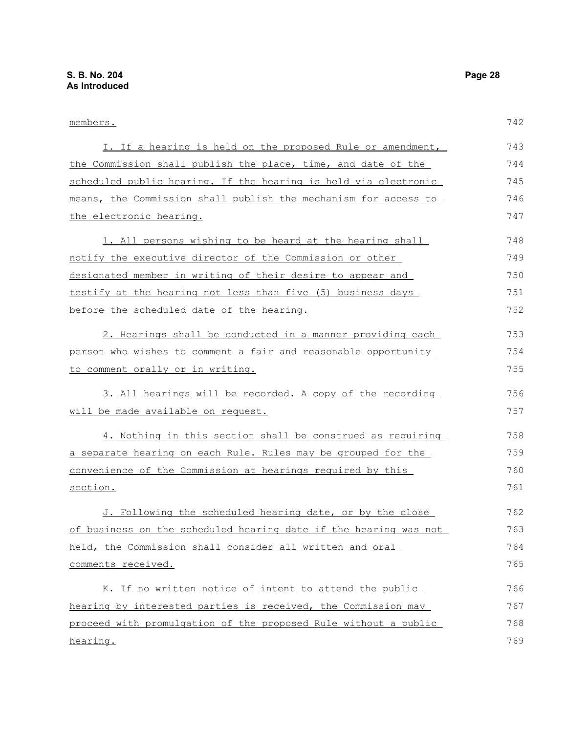members.

I. If a hearing is held on the proposed Rule or amendment, the Commission shall publish the place, time, and date of the scheduled public hearing. If the hearing is held via electronic means, the Commission shall publish the mechanism for access to the electronic hearing.

1. All persons wishing to be heard at the hearing shall notify the executive director of the Commission or other designated member in writing of their desire to appear and testify at the hearing not less than five (5) business days before the scheduled date of the hearing.

2. Hearings shall be conducted in a manner providing each person who wishes to comment a fair and reasonable opportunity to comment orally or in writing.

3. All hearings will be recorded. A copy of the recording will be made available on request.

4. Nothing in this section shall be construed as requiring a separate hearing on each Rule. Rules may be grouped for the convenience of the Commission at hearings required by this section.

J. Following the scheduled hearing date, or by the close of business on the scheduled hearing date if the hearing was not held, the Commission shall consider all written and oral comments received.

K. If no written notice of intent to attend the public hearing by interested parties is received, the Commission may proceed with promulgation of the proposed Rule without a public hearing.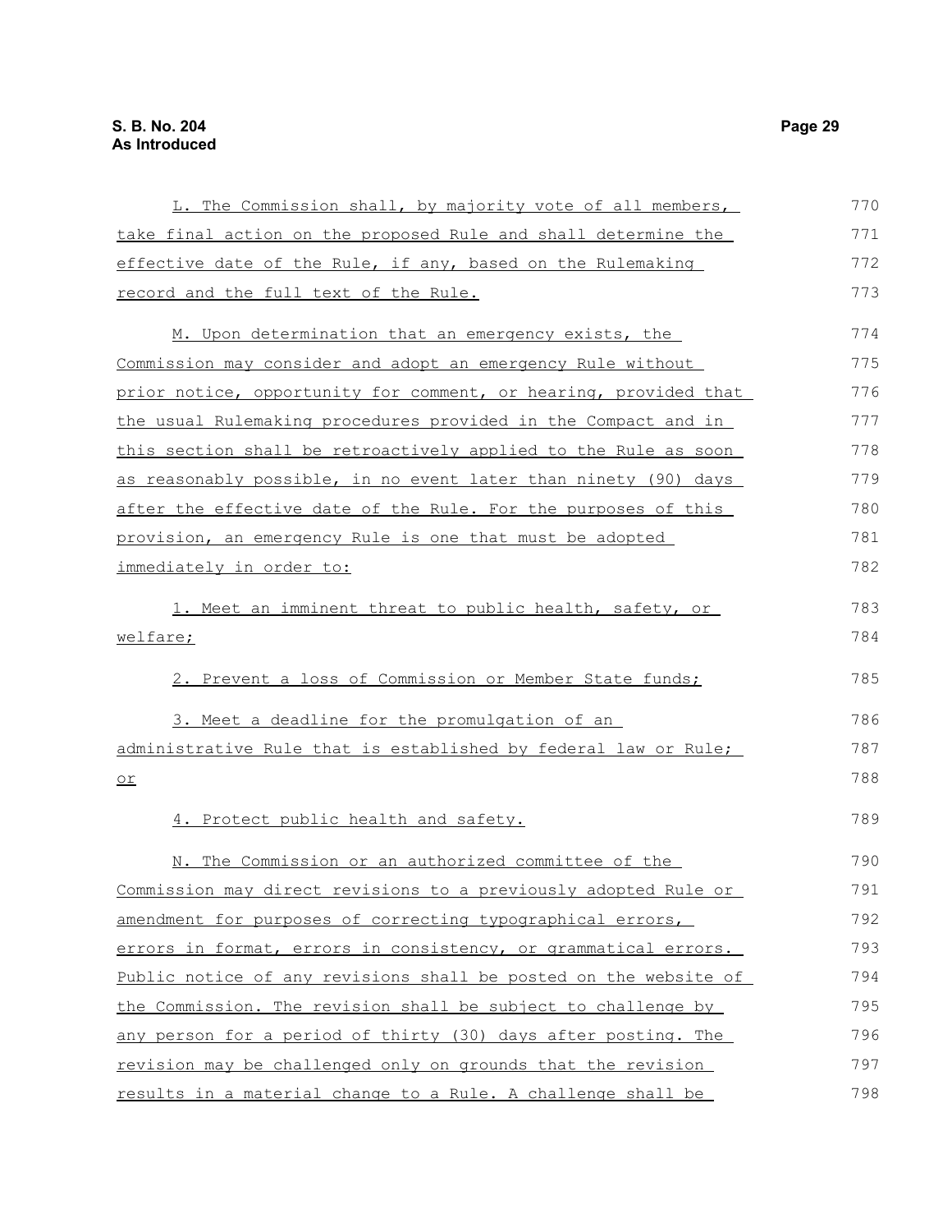L. The Commission shall, by majority vote of all members, take final action on the proposed Rule and shall determine the effective date of the Rule, if any, based on the Rulemaking record and the full text of the Rule.

M. Upon determination that an emergency exists, the Commission may consider and adopt an emergency Rule without prior notice, opportunity for comment, or hearing, provided that the usual Rulemaking procedures provided in the Compact and in this section shall be retroactively applied to the Rule as soon as reasonably possible, in no event later than ninety (90) days after the effective date of the Rule. For the purposes of this provision, an emergency Rule is one that must be adopted immediately in order to:

1. Meet an imminent threat to public health, safety, or welfare;

2. Prevent a loss of Commission or Member State funds;

3. Meet a deadline for the promulgation of an administrative Rule that is established by federal law or Rule; or

4. Protect public health and safety.

N. The Commission or an authorized committee of the Commission may direct revisions to a previously adopted Rule or amendment for purposes of correcting typographical errors, errors in format, errors in consistency, or grammatical errors. Public notice of any revisions shall be posted on the website of the Commission. The revision shall be subject to challenge by any person for a period of thirty (30) days after posting. The revision may be challenged only on grounds that the revision results in a material change to a Rule. A challenge shall be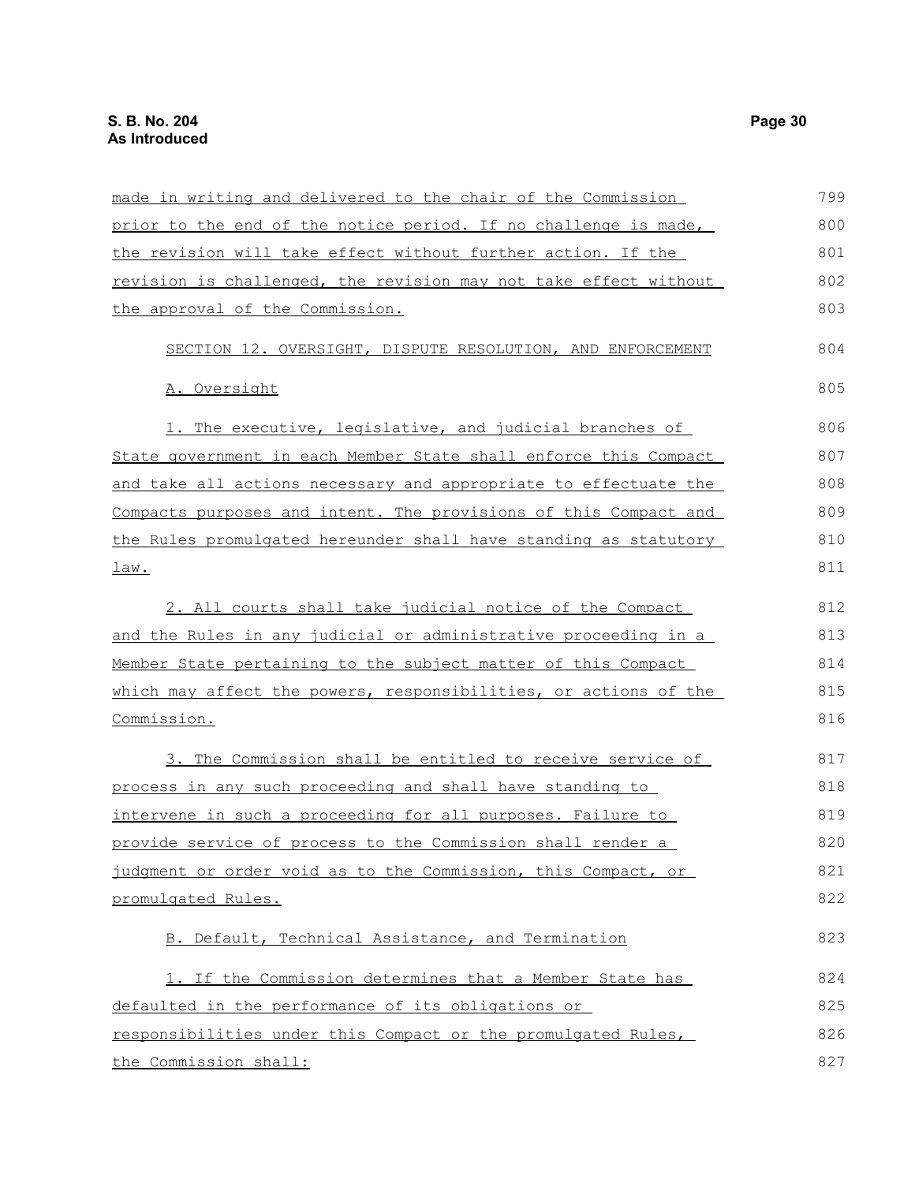made in writing and delivered to the chair of the Commission prior to the end of the notice period. If no challenge is made, the revision will take effect without further action. If the revision is challenged, the revision may not take effect without the approval of the Commission.

SECTION 12. OVERSIGHT, DISPUTE RESOLUTION, AND ENFORCEMENT

A. Oversight

1. The executive, legislative, and judicial branches of State government in each Member State shall enforce this Compact and take all actions necessary and appropriate to effectuate the Compacts purposes and intent. The provisions of this Compact and the Rules promulgated hereunder shall have standing as statutory law.

2. All courts shall take judicial notice of the Compact and the Rules in any judicial or administrative proceeding in a Member State pertaining to the subject matter of this Compact which may affect the powers, responsibilities, or actions of the Commission.

3. The Commission shall be entitled to receive service of process in any such proceeding and shall have standing to intervene in such a proceeding for all purposes. Failure to provide service of process to the Commission shall render a judgment or order void as to the Commission, this Compact, or promulgated Rules.

B. Default, Technical Assistance, and Termination

1. If the Commission determines that a Member State has defaulted in the performance of its obligations or responsibilities under this Compact or the promulgated Rules, the Commission shall: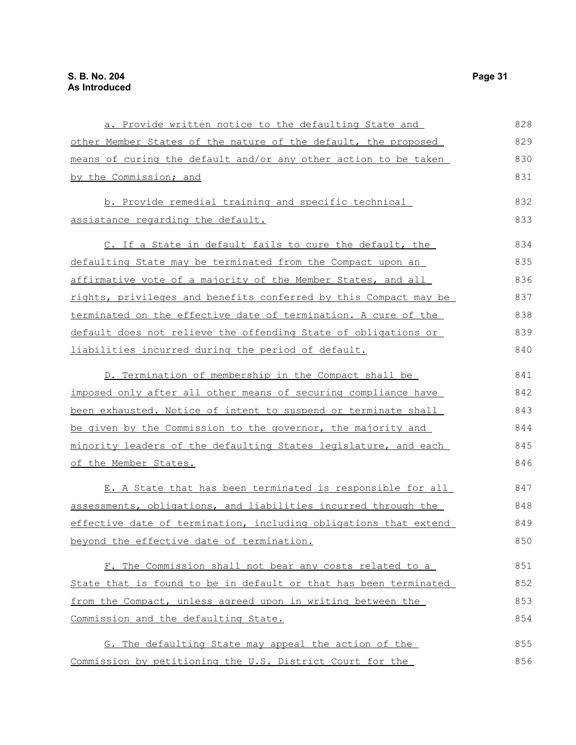a. Provide written notice to the defaulting State and other Member States of the nature of the default, the proposed means of curing the default and/or any other action to be taken by the Commission; and

b. Provide remedial training and specific technical assistance regarding the default.

C. If a State in default fails to cure the default, the defaulting State may be terminated from the Compact upon an affirmative vote of a majority of the Member States, and all rights, privileges and benefits conferred by this Compact may be terminated on the effective date of termination. A cure of the default does not relieve the offending State of obligations or liabilities incurred during the period of default.

D. Termination of membership in the Compact shall be imposed only after all other means of securing compliance have been exhausted. Notice of intent to suspend or terminate shall be given by the Commission to the governor, the majority and minority leaders of the defaulting States legislature, and each of the Member States.

E. A State that has been terminated is responsible for all assessments, obligations, and liabilities incurred through the effective date of termination, including obligations that extend beyond the effective date of termination.

F. The Commission shall not bear any costs related to a State that is found to be in default or that has been terminated from the Compact, unless agreed upon in writing between the Commission and the defaulting State.

G. The defaulting State may appeal the action of the Commission by petitioning the U.S. District Court for the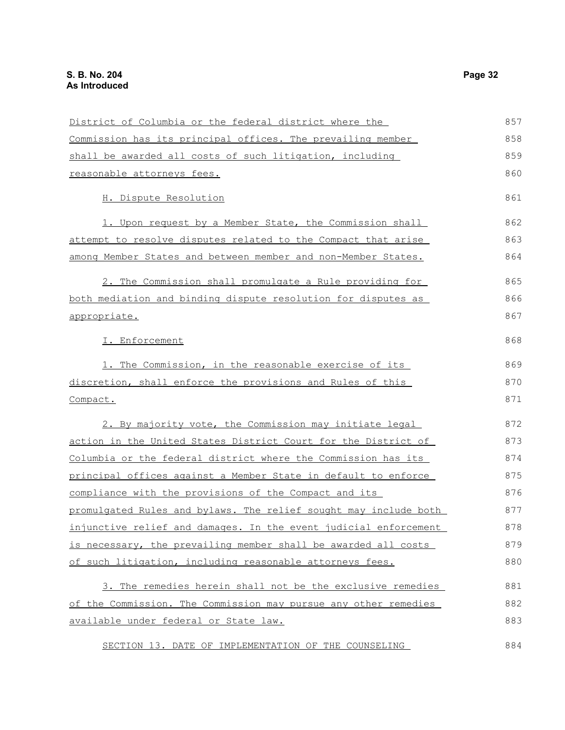District of Columbia or the federal district where the Commission has its principal offices. The prevailing member shall be awarded all costs of such litigation, including reasonable attorneys fees.

H. Dispute Resolution

1. Upon request by a Member State, the Commission shall attempt to resolve disputes related to the Compact that arise among Member States and between member and non-Member States.

2. The Commission shall promulgate a Rule providing for both mediation and binding dispute resolution for disputes as appropriate.

I. Enforcement

1. The Commission, in the reasonable exercise of its discretion, shall enforce the provisions and Rules of this Compact.

2. By majority vote, the Commission may initiate legal action in the United States District Court for the District of Columbia or the federal district where the Commission has its principal offices against a Member State in default to enforce compliance with the provisions of the Compact and its promulgated Rules and bylaws. The relief sought may include both injunctive relief and damages. In the event judicial enforcement is necessary, the prevailing member shall be awarded all costs of such litigation, including reasonable attorneys fees.

3. The remedies herein shall not be the exclusive remedies of the Commission. The Commission may pursue any other remedies available under federal or State law.

SECTION 13. DATE OF IMPLEMENTATION OF THE COUNSELING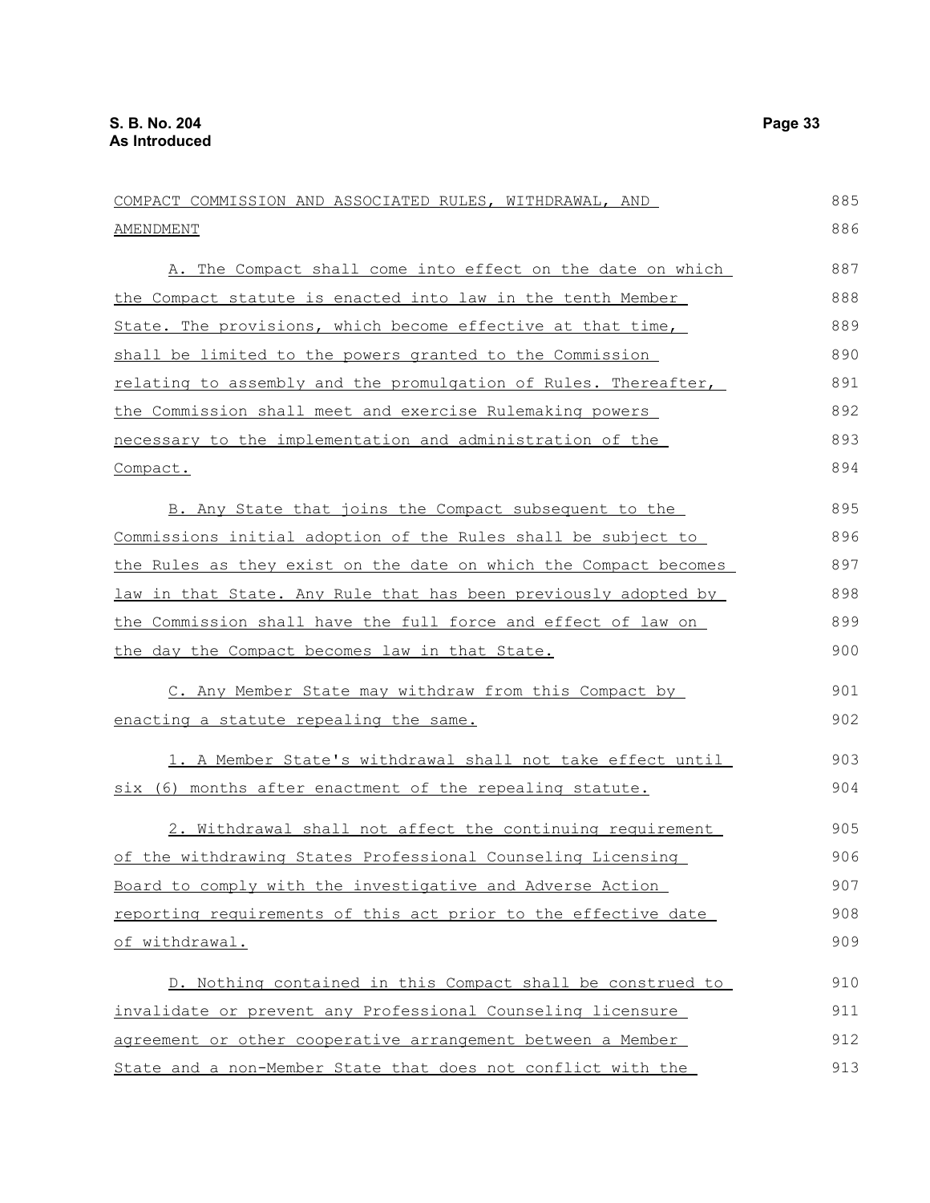COMPACT COMMISSION AND ASSOCIATED RULES, WITHDRAWAL, AND AMENDMENT

A. The Compact shall come into effect on the date on which the Compact statute is enacted into law in the tenth Member State. The provisions, which become effective at that time, shall be limited to the powers granted to the Commission relating to assembly and the promulgation of Rules. Thereafter, the Commission shall meet and exercise Rulemaking powers necessary to the implementation and administration of the Compact.

B. Any State that joins the Compact subsequent to the Commissions initial adoption of the Rules shall be subject to the Rules as they exist on the date on which the Compact becomes law in that State. Any Rule that has been previously adopted by the Commission shall have the full force and effect of law on the day the Compact becomes law in that State.

C. Any Member State may withdraw from this Compact by enacting a statute repealing the same.

1. A Member State's withdrawal shall not take effect until six (6) months after enactment of the repealing statute.

2. Withdrawal shall not affect the continuing requirement of the withdrawing States Professional Counseling Licensing Board to comply with the investigative and Adverse Action reporting requirements of this act prior to the effective date of withdrawal.

D. Nothing contained in this Compact shall be construed to invalidate or prevent any Professional Counseling licensure agreement or other cooperative arrangement between a Member State and a non-Member State that does not conflict with the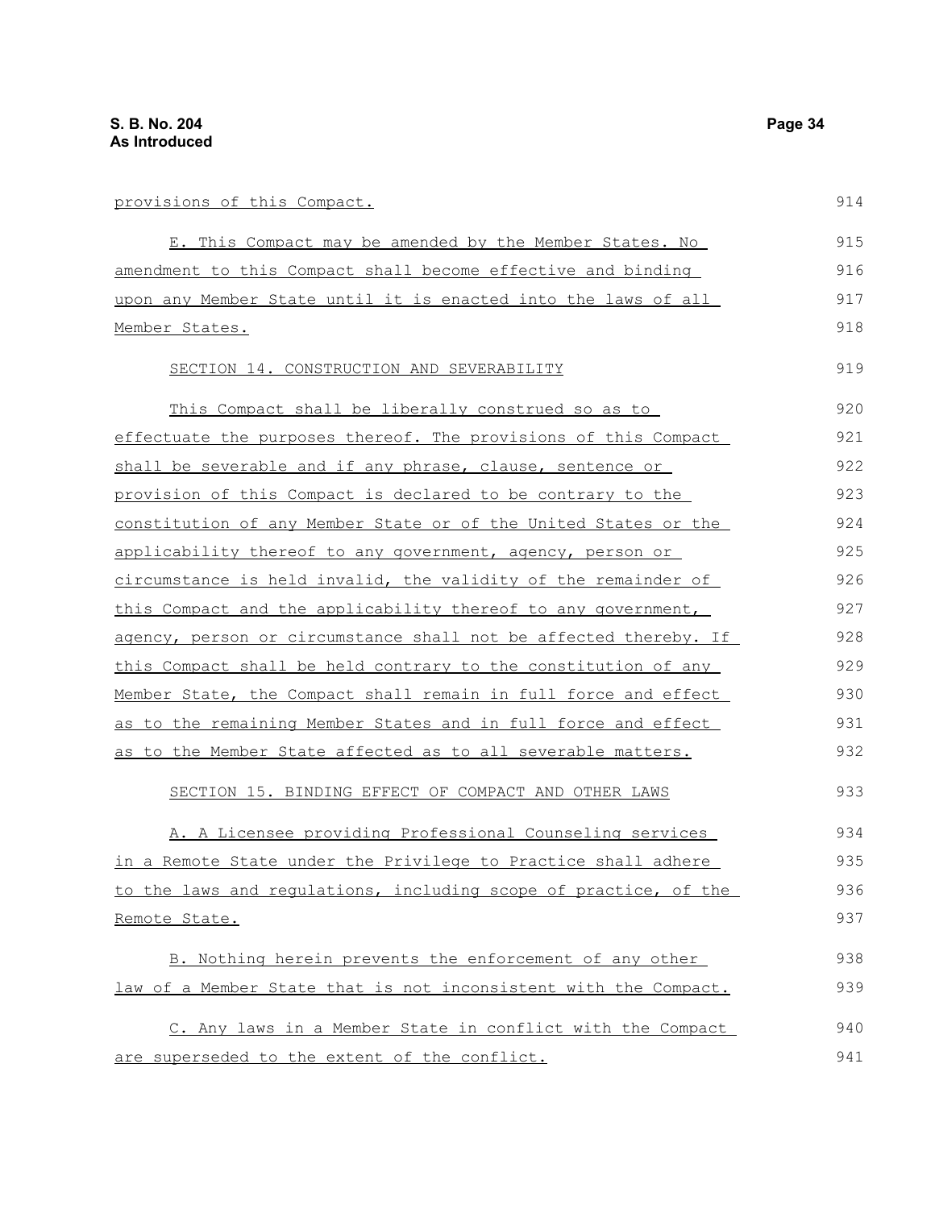provisions of this Compact.

E. This Compact may be amended by the Member States. No amendment to this Compact shall become effective and binding upon any Member State until it is enacted into the laws of all Member States.

SECTION 14. CONSTRUCTION AND SEVERABILITY

This Compact shall be liberally construed so as to effectuate the purposes thereof. The provisions of this Compact shall be severable and if any phrase, clause, sentence or provision of this Compact is declared to be contrary to the constitution of any Member State or of the United States or the applicability thereof to any government, agency, person or circumstance is held invalid, the validity of the remainder of this Compact and the applicability thereof to any government, agency, person or circumstance shall not be affected thereby. If this Compact shall be held contrary to the constitution of any Member State, the Compact shall remain in full force and effect as to the remaining Member States and in full force and effect as to the Member State affected as to all severable matters.

SECTION 15. BINDING EFFECT OF COMPACT AND OTHER LAWS

A. A Licensee providing Professional Counseling services in a Remote State under the Privilege to Practice shall adhere to the laws and regulations, including scope of practice, of the Remote State.

B. Nothing herein prevents the enforcement of any other law of a Member State that is not inconsistent with the Compact.

C. Any laws in a Member State in conflict with the Compact are superseded to the extent of the conflict.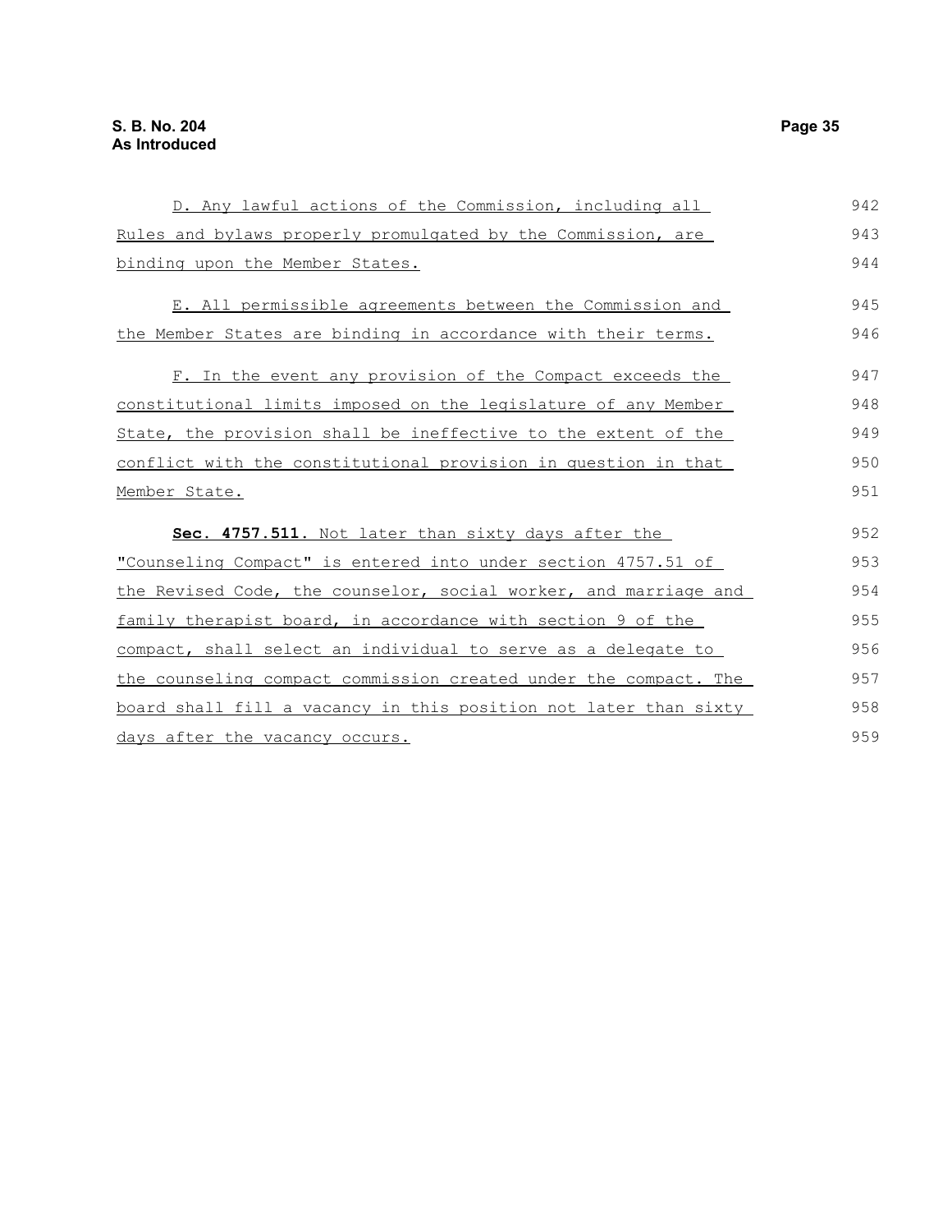D. Any lawful actions of the Commission, including all Rules and bylaws properly promulgated by the Commission, are binding upon the Member States.

E. All permissible agreements between the Commission and the Member States are binding in accordance with their terms.

F. In the event any provision of the Compact exceeds the constitutional limits imposed on the legislature of any Member State, the provision shall be ineffective to the extent of the conflict with the constitutional provision in question in that Member State.

**Sec. 4757.511.** Not later than sixty days after the "Counseling Compact" is entered into under section 4757.51 of the Revised Code, the counselor, social worker, and marriage and family therapist board, in accordance with section 9 of the compact, shall select an individual to serve as a delegate to the counseling compact commission created under the compact. The board shall fill a vacancy in this position not later than sixty days after the vacancy occurs.